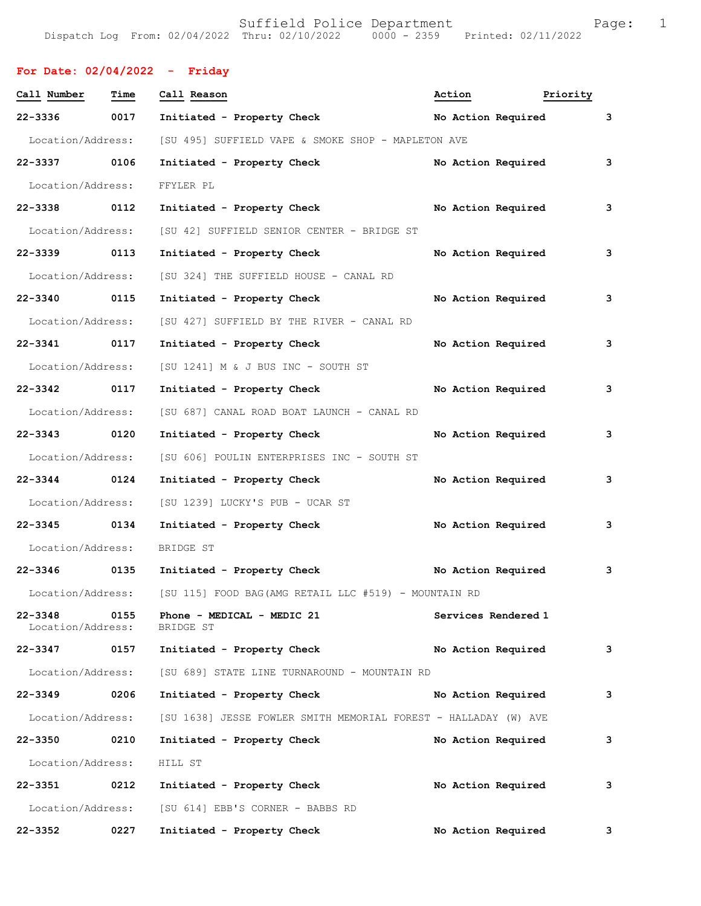Suffield Police Department

Dispatch Log From: 02/04/2022 Thru: 02/10/2022 0000 - 2359 Printed: 02/11/2022

## For Date: 02/04/2022 - Friday

| Call Number | Time | Call Reason | Action | Priority |
|---|---|---|---|---|
| 22-3336 | 0017 | Initiated - Property Check | No Action Required | 3 |
| Location/Address: | | [SU 495] SUFFIELD VAPE & SMOKE SHOP - MAPLETON AVE | | |
| 22-3337 | 0106 | Initiated - Property Check | No Action Required | 3 |
| Location/Address: | | FFYLER PL | | |
| 22-3338 | 0112 | Initiated - Property Check | No Action Required | 3 |
| Location/Address: | | [SU 42] SUFFIELD SENIOR CENTER - BRIDGE ST | | |
| 22-3339 | 0113 | Initiated - Property Check | No Action Required | 3 |
| Location/Address: | | [SU 324] THE SUFFIELD HOUSE - CANAL RD | | |
| 22-3340 | 0115 | Initiated - Property Check | No Action Required | 3 |
| Location/Address: | | [SU 427] SUFFIELD BY THE RIVER - CANAL RD | | |
| 22-3341 | 0117 | Initiated - Property Check | No Action Required | 3 |
| Location/Address: | | [SU 1241] M & J BUS INC - SOUTH ST | | |
| 22-3342 | 0117 | Initiated - Property Check | No Action Required | 3 |
| Location/Address: | | [SU 687] CANAL ROAD BOAT LAUNCH - CANAL RD | | |
| 22-3343 | 0120 | Initiated - Property Check | No Action Required | 3 |
| Location/Address: | | [SU 606] POULIN ENTERPRISES INC - SOUTH ST | | |
| 22-3344 | 0124 | Initiated - Property Check | No Action Required | 3 |
| Location/Address: | | [SU 1239] LUCKY'S PUB - UCAR ST | | |
| 22-3345 | 0134 | Initiated - Property Check | No Action Required | 3 |
| Location/Address: | | BRIDGE ST | | |
| 22-3346 | 0135 | Initiated - Property Check | No Action Required | 3 |
| Location/Address: | | [SU 115] FOOD BAG(AMG RETAIL LLC #519) - MOUNTAIN RD | | |
| 22-3348 | 0155 | Phone - MEDICAL - MEDIC 21 | Services Rendered | 1 |
| Location/Address: | | BRIDGE ST | | |
| 22-3347 | 0157 | Initiated - Property Check | No Action Required | 3 |
| Location/Address: | | [SU 689] STATE LINE TURNAROUND - MOUNTAIN RD | | |
| 22-3349 | 0206 | Initiated - Property Check | No Action Required | 3 |
| Location/Address: | | [SU 1638] JESSE FOWLER SMITH MEMORIAL FOREST - HALLADAY (W) AVE | | |
| 22-3350 | 0210 | Initiated - Property Check | No Action Required | 3 |
| Location/Address: | | HILL ST | | |
| 22-3351 | 0212 | Initiated - Property Check | No Action Required | 3 |
| Location/Address: | | [SU 614] EBB'S CORNER - BABBS RD | | |
| 22-3352 | 0227 | Initiated - Property Check | No Action Required | 3 |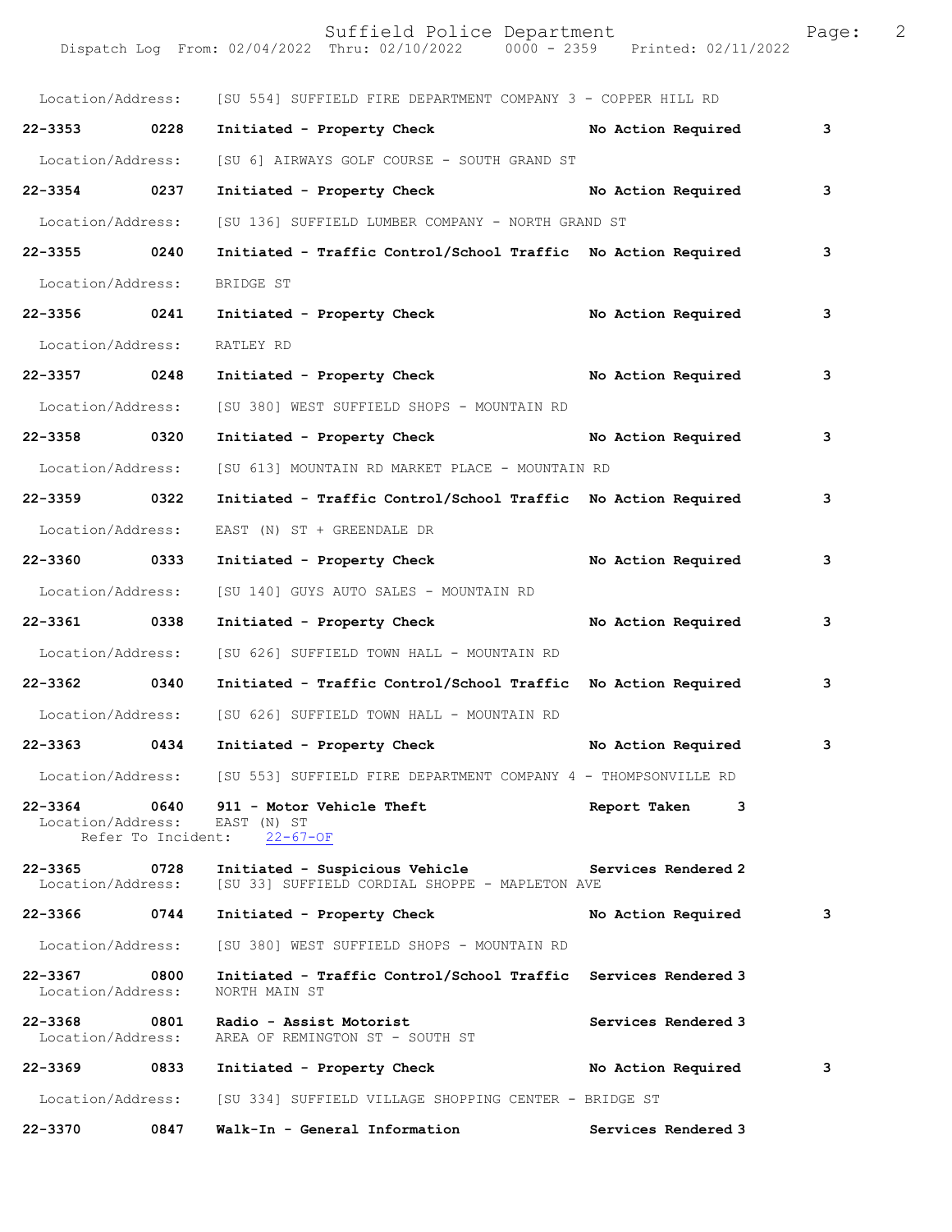Location/Address: [SU 554] SUFFIELD FIRE DEPARTMENT COMPANY 3 - COPPER HILL RD

**22-3353 0228 Initiated - Property Check No Action Required 3**

Location/Address: [SU 6] AIRWAYS GOLF COURSE - SOUTH GRAND ST

**22-3354 0237 Initiated - Property Check No Action Required 3**

Location/Address: [SU 136] SUFFIELD LUMBER COMPANY - NORTH GRAND ST

**22-3355 0240 Initiated - Traffic Control/School Traffic No Action Required 3**

Location/Address: BRIDGE ST

**22-3356 0241 Initiated - Property Check No Action Required 3**

Location/Address: RATLEY RD

**22-3357 0248 Initiated - Property Check No Action Required 3**

Location/Address: [SU 380] WEST SUFFIELD SHOPS - MOUNTAIN RD

**22-3358 0320 Initiated - Property Check No Action Required 3**

Location/Address: [SU 613] MOUNTAIN RD MARKET PLACE - MOUNTAIN RD

**22-3359 0322 Initiated - Traffic Control/School Traffic No Action Required 3**

Location/Address: EAST (N) ST + GREENDALE DR

**22-3360 0333 Initiated - Property Check No Action Required 3**

Location/Address: [SU 140] GUYS AUTO SALES - MOUNTAIN RD

**22-3361 0338 Initiated - Property Check No Action Required 3**

Location/Address: [SU 626] SUFFIELD TOWN HALL - MOUNTAIN RD

**22-3362 0340 Initiated - Traffic Control/School Traffic No Action Required 3**

Location/Address: [SU 626] SUFFIELD TOWN HALL - MOUNTAIN RD

**22-3363 0434 Initiated - Property Check No Action Required 3**

Location/Address: [SU 553] SUFFIELD FIRE DEPARTMENT COMPANY 4 - THOMPSONVILLE RD

**22-3364 0640 911 - Motor Vehicle Theft Report Taken 3**
Location/Address: EAST (N) ST
Refer To Incident: 22-67-OF

**22-3365 0728 Initiated - Suspicious Vehicle Services Rendered 2**
Location/Address: [SU 33] SUFFIELD CORDIAL SHOPPE - MAPLETON AVE

**22-3366 0744 Initiated - Property Check No Action Required 3**

Location/Address: [SU 380] WEST SUFFIELD SHOPS - MOUNTAIN RD

**22-3367 0800 Initiated - Traffic Control/School Traffic Services Rendered 3**
Location/Address: NORTH MAIN ST

**22-3368 0801 Radio - Assist Motorist Services Rendered 3**
Location/Address: AREA OF REMINGTON ST - SOUTH ST

**22-3369 0833 Initiated - Property Check No Action Required 3**

Location/Address: [SU 334] SUFFIELD VILLAGE SHOPPING CENTER - BRIDGE ST

**22-3370 0847 Walk-In - General Information Services Rendered 3**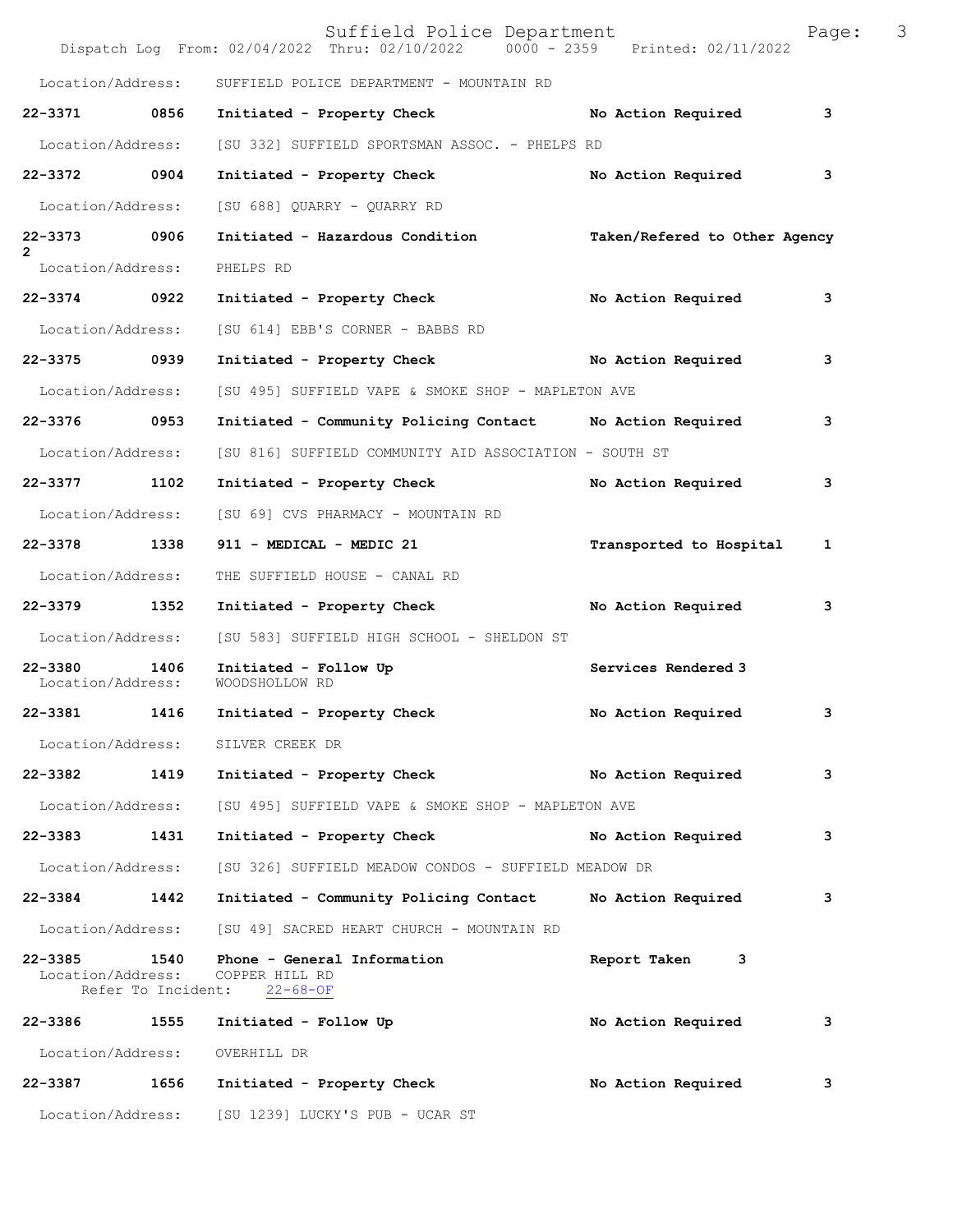Location/Address: SUFFIELD POLICE DEPARTMENT - MOUNTAIN RD

**22-3371 0856 Initiated - Property Check No Action Required 3**

Location/Address: [SU 332] SUFFIELD SPORTSMAN ASSOC. - PHELPS RD

**22-3372 0904 Initiated - Property Check No Action Required 3**

Location/Address: [SU 688] QUARRY - QUARRY RD

**22-3373 0906 Initiated - Hazardous Condition Taken/Refered to Other Agency 2**

Location/Address: PHELPS RD

**22-3374 0922 Initiated - Property Check No Action Required 3**

Location/Address: [SU 614] EBB'S CORNER - BABBS RD

**22-3375 0939 Initiated - Property Check No Action Required 3**

Location/Address: [SU 495] SUFFIELD VAPE & SMOKE SHOP - MAPLETON AVE

**22-3376 0953 Initiated - Community Policing Contact No Action Required 3**

Location/Address: [SU 816] SUFFIELD COMMUNITY AID ASSOCIATION - SOUTH ST

**22-3377 1102 Initiated - Property Check No Action Required 3**

Location/Address: [SU 69] CVS PHARMACY - MOUNTAIN RD

**22-3378 1338 911 - MEDICAL - MEDIC 21 Transported to Hospital 1**

Location/Address: THE SUFFIELD HOUSE - CANAL RD

**22-3379 1352 Initiated - Property Check No Action Required 3**

Location/Address: [SU 583] SUFFIELD HIGH SCHOOL - SHELDON ST

**22-3380 1406 Initiated - Follow Up Services Rendered 3**

Location/Address: WOODSHOLLOW RD

**22-3381 1416 Initiated - Property Check No Action Required 3**

Location/Address: SILVER CREEK DR

**22-3382 1419 Initiated - Property Check No Action Required 3**

Location/Address: [SU 495] SUFFIELD VAPE & SMOKE SHOP - MAPLETON AVE

**22-3383 1431 Initiated - Property Check No Action Required 3**

Location/Address: [SU 326] SUFFIELD MEADOW CONDOS - SUFFIELD MEADOW DR

**22-3384 1442 Initiated - Community Policing Contact No Action Required 3**

Location/Address: [SU 49] SACRED HEART CHURCH - MOUNTAIN RD

**22-3385 1540 Phone - General Information Report Taken 3**

Location/Address: COPPER HILL RD
Refer To Incident: 22-68-OF

**22-3386 1555 Initiated - Follow Up No Action Required 3**

Location/Address: OVERHILL DR

**22-3387 1656 Initiated - Property Check No Action Required 3**

Location/Address: [SU 1239] LUCKY'S PUB - UCAR ST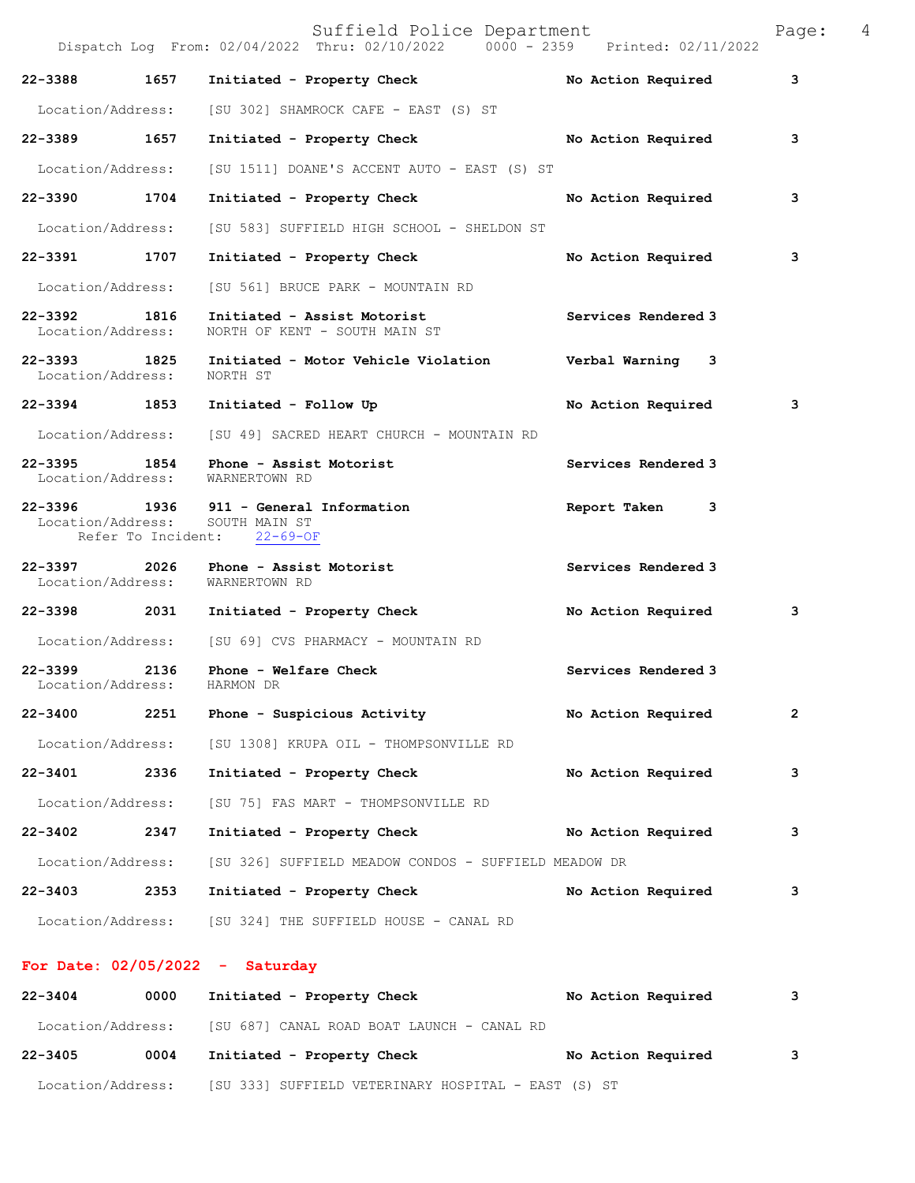**22-3388** **1657** **Initiated - Property Check** **No Action Required** **3**

Location/Address: [SU 302] SHAMROCK CAFE - EAST (S) ST

**22-3389** **1657** **Initiated - Property Check** **No Action Required** **3**

Location/Address: [SU 1511] DOANE'S ACCENT AUTO - EAST (S) ST

**22-3390** **1704** **Initiated - Property Check** **No Action Required** **3**

Location/Address: [SU 583] SUFFIELD HIGH SCHOOL - SHELDON ST

**22-3391** **1707** **Initiated - Property Check** **No Action Required** **3**

Location/Address: [SU 561] BRUCE PARK - MOUNTAIN RD

**22-3392** **1816** **Initiated - Assist Motorist** **Services Rendered 3**
Location/Address: NORTH OF KENT - SOUTH MAIN ST

**22-3393** **1825** **Initiated - Motor Vehicle Violation** **Verbal Warning 3**
Location/Address: NORTH ST

**22-3394** **1853** **Initiated - Follow Up** **No Action Required** **3**

Location/Address: [SU 49] SACRED HEART CHURCH - MOUNTAIN RD

**22-3395** **1854** **Phone - Assist Motorist** **Services Rendered 3**
Location/Address: WARNERTOWN RD

**22-3396** **1936** **911 - General Information** **Report Taken 3**
Location/Address: SOUTH MAIN ST
Refer To Incident: 22-69-OF

**22-3397** **2026** **Phone - Assist Motorist** **Services Rendered 3**
Location/Address: WARNERTOWN RD

**22-3398** **2031** **Initiated - Property Check** **No Action Required** **3**

Location/Address: [SU 69] CVS PHARMACY - MOUNTAIN RD

**22-3399** **2136** **Phone - Welfare Check** **Services Rendered 3**
Location/Address: HARMON DR

**22-3400** **2251** **Phone - Suspicious Activity** **No Action Required** **2**

Location/Address: [SU 1308] KRUPA OIL - THOMPSONVILLE RD

**22-3401** **2336** **Initiated - Property Check** **No Action Required** **3**

Location/Address: [SU 75] FAS MART - THOMPSONVILLE RD

**22-3402** **2347** **Initiated - Property Check** **No Action Required** **3**

Location/Address: [SU 326] SUFFIELD MEADOW CONDOS - SUFFIELD MEADOW DR

**22-3403** **2353** **Initiated - Property Check** **No Action Required** **3**

Location/Address: [SU 324] THE SUFFIELD HOUSE - CANAL RD

## For Date: 02/05/2022 - Saturday

**22-3404** **0000** **Initiated - Property Check** **No Action Required** **3**

Location/Address: [SU 687] CANAL ROAD BOAT LAUNCH - CANAL RD

**22-3405** **0004** **Initiated - Property Check** **No Action Required** **3**

Location/Address: [SU 333] SUFFIELD VETERINARY HOSPITAL - EAST (S) ST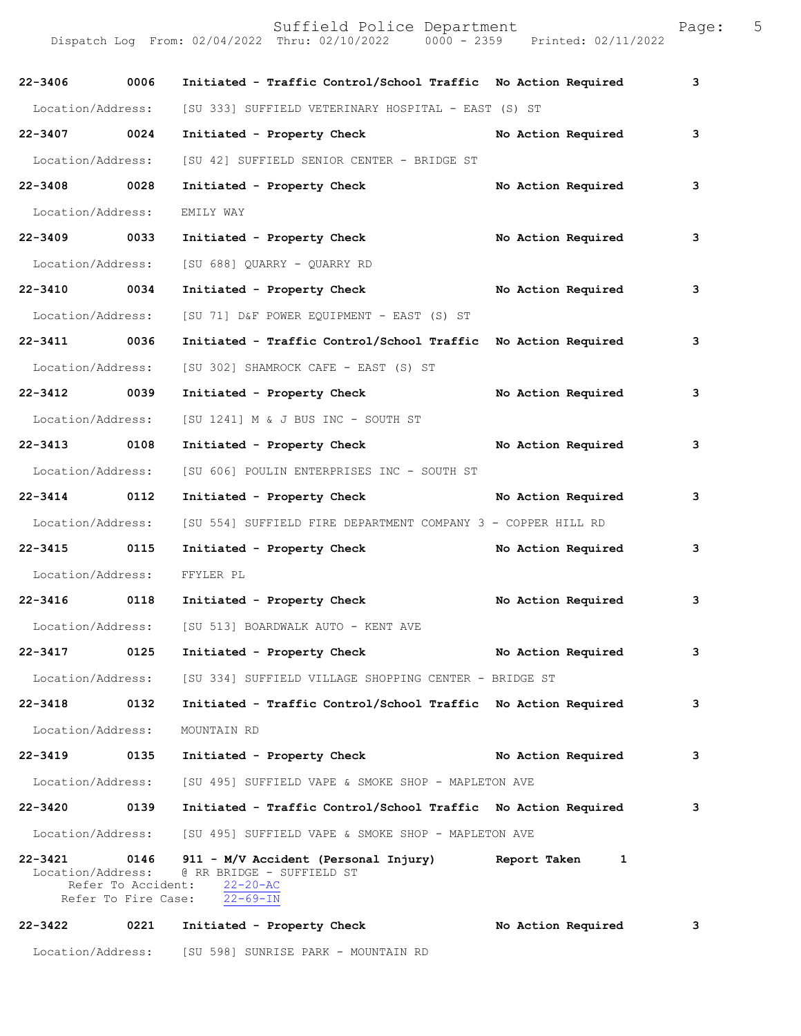Suffield Police Department

Dispatch Log From: 02/04/2022 Thru: 02/10/2022 0000 - 2359 Printed: 02/11/2022

**22-3406 0006 Initiated - Traffic Control/School Traffic No Action Required 3**

Location/Address: [SU 333] SUFFIELD VETERINARY HOSPITAL - EAST (S) ST

**22-3407 0024 Initiated - Property Check No Action Required 3**

Location/Address: [SU 42] SUFFIELD SENIOR CENTER - BRIDGE ST

**22-3408 0028 Initiated - Property Check No Action Required 3**

Location/Address: EMILY WAY

**22-3409 0033 Initiated - Property Check No Action Required 3**

Location/Address: [SU 688] QUARRY - QUARRY RD

**22-3410 0034 Initiated - Property Check No Action Required 3**

Location/Address: [SU 71] D&F POWER EQUIPMENT - EAST (S) ST

**22-3411 0036 Initiated - Traffic Control/School Traffic No Action Required 3**

Location/Address: [SU 302] SHAMROCK CAFE - EAST (S) ST

**22-3412 0039 Initiated - Property Check No Action Required 3**

Location/Address: [SU 1241] M & J BUS INC - SOUTH ST

**22-3413 0108 Initiated - Property Check No Action Required 3**

Location/Address: [SU 606] POULIN ENTERPRISES INC - SOUTH ST

**22-3414 0112 Initiated - Property Check No Action Required 3**

Location/Address: [SU 554] SUFFIELD FIRE DEPARTMENT COMPANY 3 - COPPER HILL RD

**22-3415 0115 Initiated - Property Check No Action Required 3**

Location/Address: FFYLER PL

**22-3416 0118 Initiated - Property Check No Action Required 3**

Location/Address: [SU 513] BOARDWALK AUTO - KENT AVE

**22-3417 0125 Initiated - Property Check No Action Required 3**

Location/Address: [SU 334] SUFFIELD VILLAGE SHOPPING CENTER - BRIDGE ST

**22-3418 0132 Initiated - Traffic Control/School Traffic No Action Required 3**

Location/Address: MOUNTAIN RD

**22-3419 0135 Initiated - Property Check No Action Required 3**

Location/Address: [SU 495] SUFFIELD VAPE & SMOKE SHOP - MAPLETON AVE

**22-3420 0139 Initiated - Traffic Control/School Traffic No Action Required 3**

Location/Address: [SU 495] SUFFIELD VAPE & SMOKE SHOP - MAPLETON AVE

**22-3421 0146 911 - M/V Accident (Personal Injury) Report Taken 1**

Location/Address: @ RR BRIDGE - SUFFIELD ST
Refer To Accident: 22-20-AC
Refer To Fire Case: 22-69-IN

**22-3422 0221 Initiated - Property Check No Action Required 3**

Location/Address: [SU 598] SUNRISE PARK - MOUNTAIN RD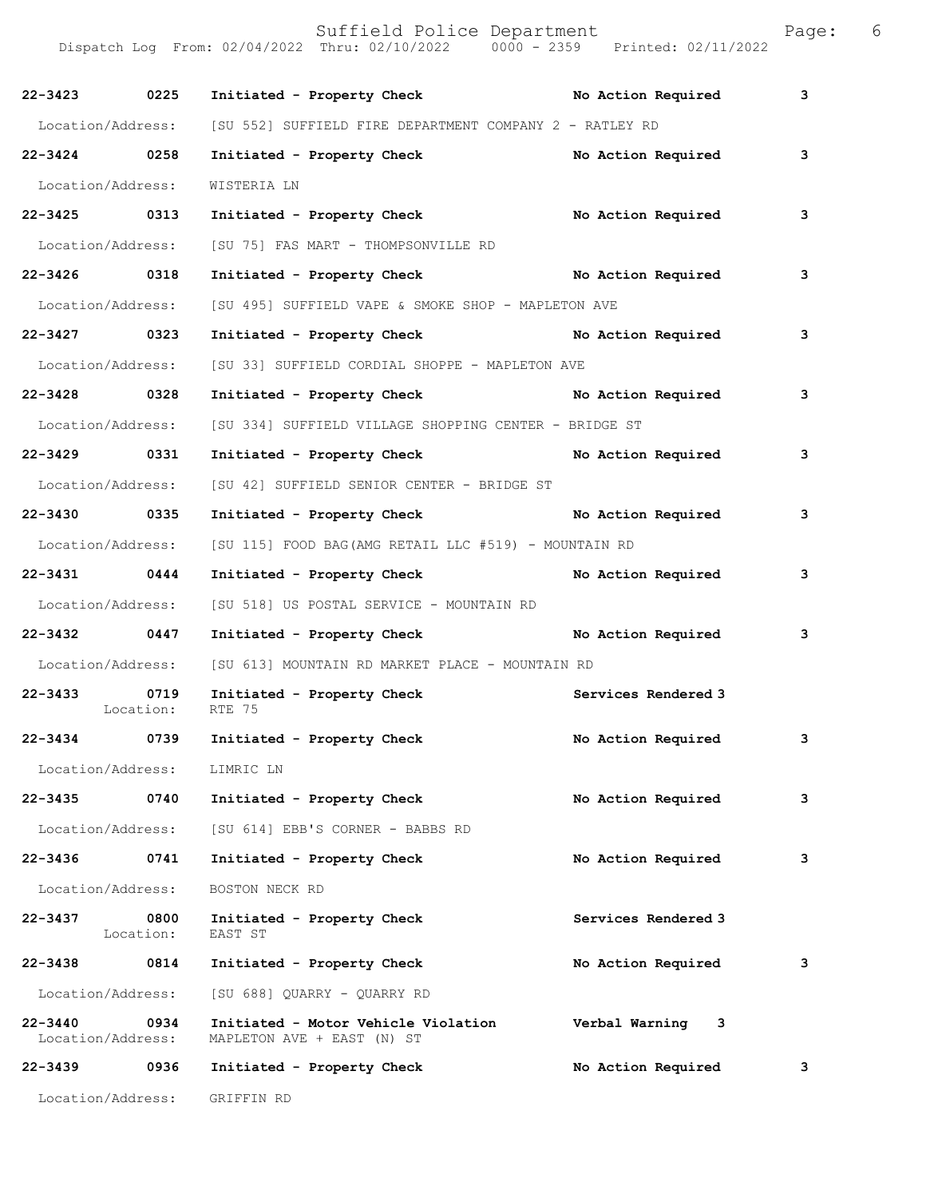| Call | Time | Activity | Disposition | Priority |
|---|---|---|---|---|
| 22-3423 | 0225 | Initiated - Property Check | No Action Required | 3 |
| Location/Address: | | [SU 552] SUFFIELD FIRE DEPARTMENT COMPANY 2 - RATLEY RD | | |
| 22-3424 | 0258 | Initiated - Property Check | No Action Required | 3 |
| Location/Address: | | WISTERIA LN | | |
| 22-3425 | 0313 | Initiated - Property Check | No Action Required | 3 |
| Location/Address: | | [SU 75] FAS MART - THOMPSONVILLE RD | | |
| 22-3426 | 0318 | Initiated - Property Check | No Action Required | 3 |
| Location/Address: | | [SU 495] SUFFIELD VAPE & SMOKE SHOP - MAPLETON AVE | | |
| 22-3427 | 0323 | Initiated - Property Check | No Action Required | 3 |
| Location/Address: | | [SU 33] SUFFIELD CORDIAL SHOPPE - MAPLETON AVE | | |
| 22-3428 | 0328 | Initiated - Property Check | No Action Required | 3 |
| Location/Address: | | [SU 334] SUFFIELD VILLAGE SHOPPING CENTER - BRIDGE ST | | |
| 22-3429 | 0331 | Initiated - Property Check | No Action Required | 3 |
| Location/Address: | | [SU 42] SUFFIELD SENIOR CENTER - BRIDGE ST | | |
| 22-3430 | 0335 | Initiated - Property Check | No Action Required | 3 |
| Location/Address: | | [SU 115] FOOD BAG(AMG RETAIL LLC #519) - MOUNTAIN RD | | |
| 22-3431 | 0444 | Initiated - Property Check | No Action Required | 3 |
| Location/Address: | | [SU 518] US POSTAL SERVICE - MOUNTAIN RD | | |
| 22-3432 | 0447 | Initiated - Property Check | No Action Required | 3 |
| Location/Address: | | [SU 613] MOUNTAIN RD MARKET PLACE - MOUNTAIN RD | | |
| 22-3433 | 0719 | Initiated - Property Check | Services Rendered | 3 |
| Location: | | RTE 75 | | |
| 22-3434 | 0739 | Initiated - Property Check | No Action Required | 3 |
| Location/Address: | | LIMRIC LN | | |
| 22-3435 | 0740 | Initiated - Property Check | No Action Required | 3 |
| Location/Address: | | [SU 614] EBB'S CORNER - BABBS RD | | |
| 22-3436 | 0741 | Initiated - Property Check | No Action Required | 3 |
| Location/Address: | | BOSTON NECK RD | | |
| 22-3437 | 0800 | Initiated - Property Check | Services Rendered | 3 |
| Location: | | EAST ST | | |
| 22-3438 | 0814 | Initiated - Property Check | No Action Required | 3 |
| Location/Address: | | [SU 688] QUARRY - QUARRY RD | | |
| 22-3440 | 0934 | Initiated - Motor Vehicle Violation | Verbal Warning | 3 |
| Location/Address: | | MAPLETON AVE + EAST (N) ST | | |
| 22-3439 | 0936 | Initiated - Property Check | No Action Required | 3 |
| Location/Address: | | GRIFFIN RD | | |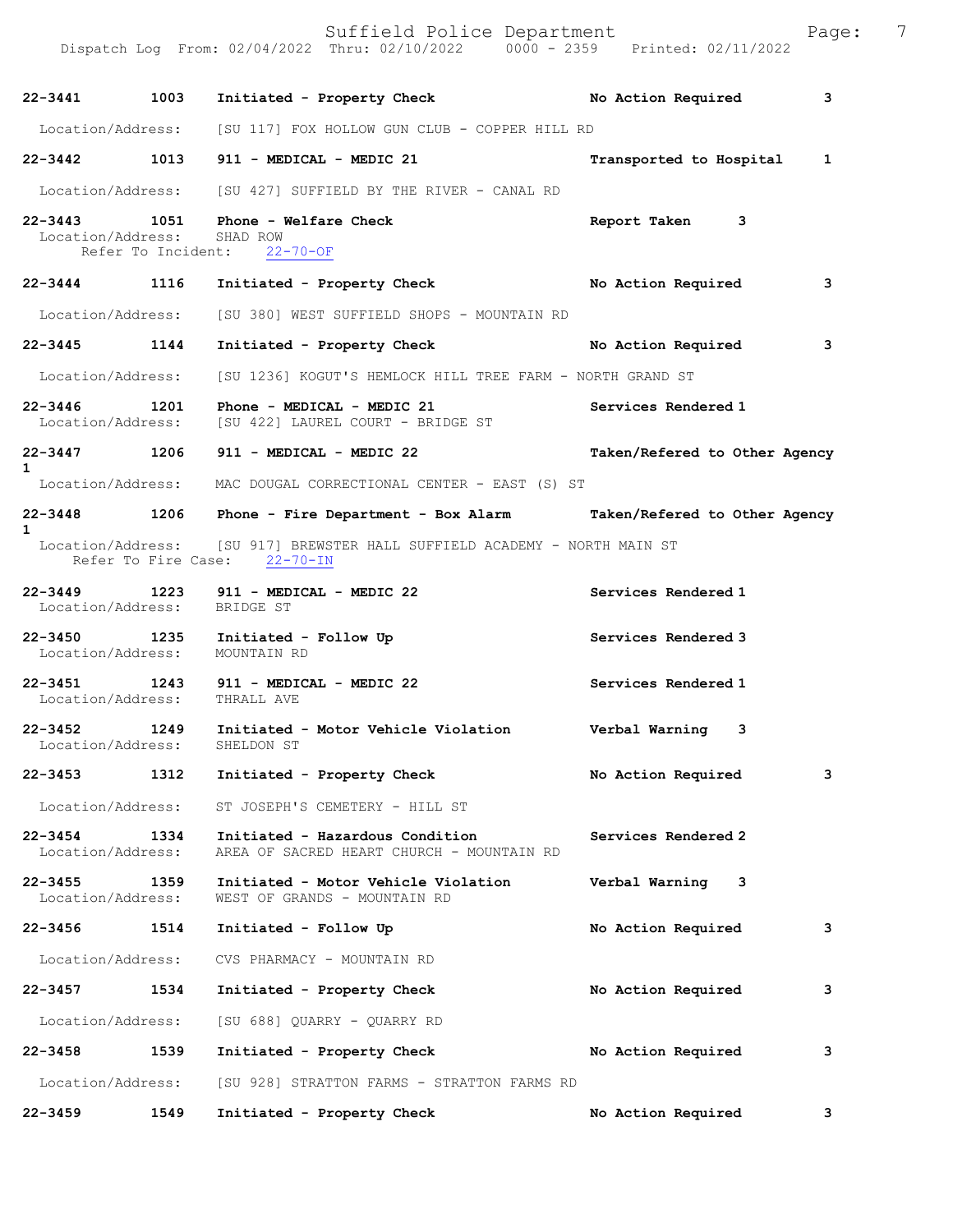| Call # | Time | Call Reason | Action | Priority |
|---|---|---|---|---|
| 22-3441 | 1003 | Initiated - Property Check | No Action Required | 3 |

Location/Address: [SU 117] FOX HOLLOW GUN CLUB - COPPER HILL RD

| Call # | Time | Call Reason | Action | Priority |
|---|---|---|---|---|
| 22-3442 | 1013 | 911 - MEDICAL - MEDIC 21 | Transported to Hospital | 1 |

Location/Address: [SU 427] SUFFIELD BY THE RIVER - CANAL RD

**22-3443** **1051** **Phone - Welfare Check** **Report Taken** **3**
Location/Address: SHAD ROW
Refer To Incident: 22-70-OF

**22-3444** **1116** **Initiated - Property Check** **No Action Required** **3**

Location/Address: [SU 380] WEST SUFFIELD SHOPS - MOUNTAIN RD

**22-3445** **1144** **Initiated - Property Check** **No Action Required** **3**

Location/Address: [SU 1236] KOGUT'S HEMLOCK HILL TREE FARM - NORTH GRAND ST

**22-3446** **1201** **Phone - MEDICAL - MEDIC 21** **Services Rendered** **1**
Location/Address: [SU 422] LAUREL COURT - BRIDGE ST

**22-3447** **1206** **911 - MEDICAL - MEDIC 22** **Taken/Refered to Other Agency** **1**
Location/Address: MAC DOUGAL CORRECTIONAL CENTER - EAST (S) ST

**22-3448** **1206** **Phone - Fire Department - Box Alarm** **Taken/Refered to Other Agency** **1**
Location/Address: [SU 917] BREWSTER HALL SUFFIELD ACADEMY - NORTH MAIN ST
Refer To Fire Case: 22-70-IN

**22-3449** **1223** **911 - MEDICAL - MEDIC 22** **Services Rendered** **1**
Location/Address: BRIDGE ST

**22-3450** **1235** **Initiated - Follow Up** **Services Rendered** **3**
Location/Address: MOUNTAIN RD

**22-3451** **1243** **911 - MEDICAL - MEDIC 22** **Services Rendered** **1**
Location/Address: THRALL AVE

**22-3452** **1249** **Initiated - Motor Vehicle Violation** **Verbal Warning** **3**
Location/Address: SHELDON ST

**22-3453** **1312** **Initiated - Property Check** **No Action Required** **3**

Location/Address: ST JOSEPH'S CEMETERY - HILL ST

**22-3454** **1334** **Initiated - Hazardous Condition** **Services Rendered** **2**
Location/Address: AREA OF SACRED HEART CHURCH - MOUNTAIN RD

**22-3455** **1359** **Initiated - Motor Vehicle Violation** **Verbal Warning** **3**
Location/Address: WEST OF GRANDS - MOUNTAIN RD

**22-3456** **1514** **Initiated - Follow Up** **No Action Required** **3**

Location/Address: CVS PHARMACY - MOUNTAIN RD

**22-3457** **1534** **Initiated - Property Check** **No Action Required** **3**

Location/Address: [SU 688] QUARRY - QUARRY RD

**22-3458** **1539** **Initiated - Property Check** **No Action Required** **3**

Location/Address: [SU 928] STRATTON FARMS - STRATTON FARMS RD

**22-3459** **1549** **Initiated - Property Check** **No Action Required** **3**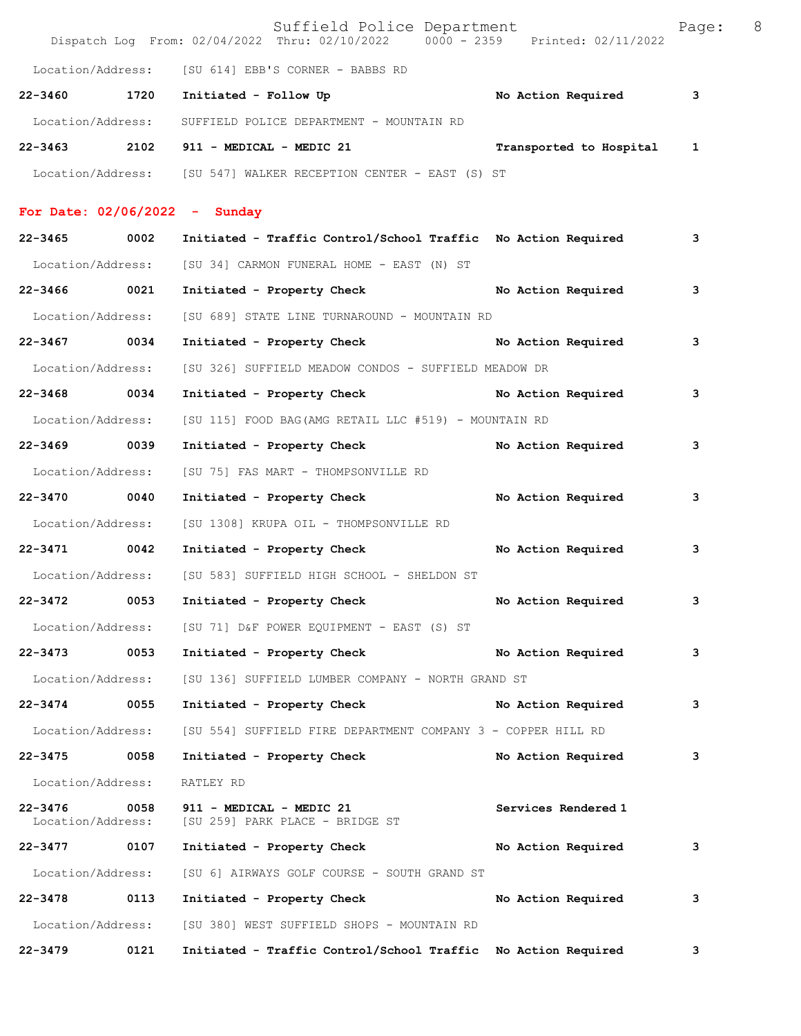Location/Address: [SU 614] EBB'S CORNER - BABBS RD

| | | | | |
|---|---|---|---|---|
| **22-3460** | **1720** | **Initiated - Follow Up** | **No Action Required** | **3** |

Location/Address: SUFFIELD POLICE DEPARTMENT - MOUNTAIN RD

| | | | | |
|---|---|---|---|---|
| **22-3463** | **2102** | **911 - MEDICAL - MEDIC 21** | **Transported to Hospital** | **1** |

Location/Address: [SU 547] WALKER RECEPTION CENTER - EAST (S) ST

## For Date: 02/06/2022 - Sunday

**22-3465 0002 Initiated - Traffic Control/School Traffic No Action Required 3**
Location/Address: [SU 34] CARMON FUNERAL HOME - EAST (N) ST

**22-3466 0021 Initiated - Property Check No Action Required 3**
Location/Address: [SU 689] STATE LINE TURNAROUND - MOUNTAIN RD

**22-3467 0034 Initiated - Property Check No Action Required 3**
Location/Address: [SU 326] SUFFIELD MEADOW CONDOS - SUFFIELD MEADOW DR

**22-3468 0034 Initiated - Property Check No Action Required 3**
Location/Address: [SU 115] FOOD BAG(AMG RETAIL LLC #519) - MOUNTAIN RD

**22-3469 0039 Initiated - Property Check No Action Required 3**
Location/Address: [SU 75] FAS MART - THOMPSONVILLE RD

**22-3470 0040 Initiated - Property Check No Action Required 3**
Location/Address: [SU 1308] KRUPA OIL - THOMPSONVILLE RD

**22-3471 0042 Initiated - Property Check No Action Required 3**
Location/Address: [SU 583] SUFFIELD HIGH SCHOOL - SHELDON ST

**22-3472 0053 Initiated - Property Check No Action Required 3**
Location/Address: [SU 71] D&F POWER EQUIPMENT - EAST (S) ST

**22-3473 0053 Initiated - Property Check No Action Required 3**
Location/Address: [SU 136] SUFFIELD LUMBER COMPANY - NORTH GRAND ST

**22-3474 0055 Initiated - Property Check No Action Required 3**
Location/Address: [SU 554] SUFFIELD FIRE DEPARTMENT COMPANY 3 - COPPER HILL RD

**22-3475 0058 Initiated - Property Check No Action Required 3**
Location/Address: RATLEY RD

**22-3476 0058 911 - MEDICAL - MEDIC 21 Services Rendered 1**
Location/Address: [SU 259] PARK PLACE - BRIDGE ST

**22-3477 0107 Initiated - Property Check No Action Required 3**
Location/Address: [SU 6] AIRWAYS GOLF COURSE - SOUTH GRAND ST

**22-3478 0113 Initiated - Property Check No Action Required 3**
Location/Address: [SU 380] WEST SUFFIELD SHOPS - MOUNTAIN RD

**22-3479 0121 Initiated - Traffic Control/School Traffic No Action Required 3**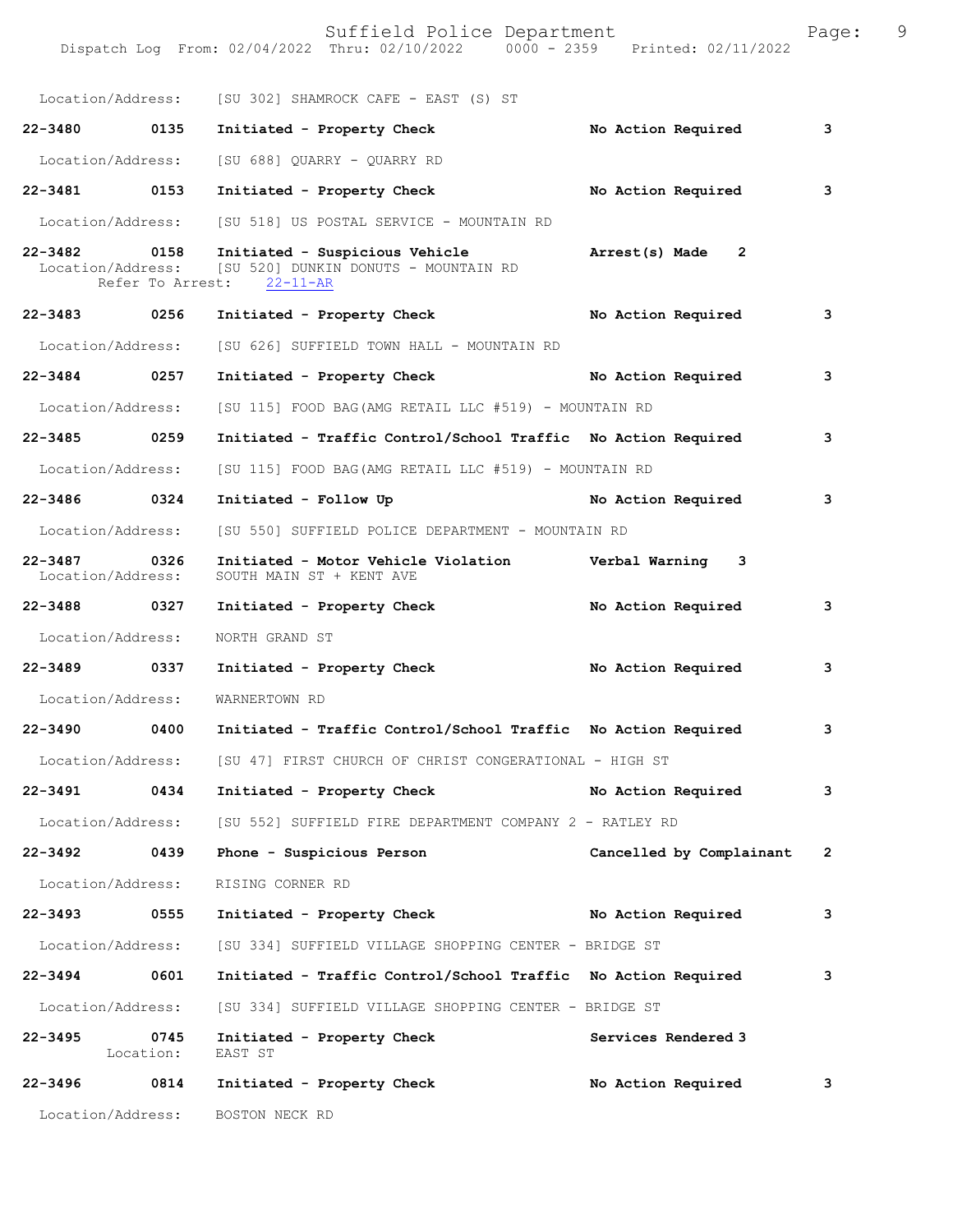Location/Address: [SU 302] SHAMROCK CAFE - EAST (S) ST

**22-3480 0135 Initiated - Property Check No Action Required 3**

Location/Address: [SU 688] QUARRY - QUARRY RD

**22-3481 0153 Initiated - Property Check No Action Required 3**

Location/Address: [SU 518] US POSTAL SERVICE - MOUNTAIN RD

**22-3482 0158 Initiated - Suspicious Vehicle Arrest(s) Made 2**
Location/Address: [SU 520] DUNKIN DONUTS - MOUNTAIN RD
Refer To Arrest: 22-11-AR

**22-3483 0256 Initiated - Property Check No Action Required 3**

Location/Address: [SU 626] SUFFIELD TOWN HALL - MOUNTAIN RD

**22-3484 0257 Initiated - Property Check No Action Required 3**

Location/Address: [SU 115] FOOD BAG(AMG RETAIL LLC #519) - MOUNTAIN RD

**22-3485 0259 Initiated - Traffic Control/School Traffic No Action Required 3**

Location/Address: [SU 115] FOOD BAG(AMG RETAIL LLC #519) - MOUNTAIN RD

**22-3486 0324 Initiated - Follow Up No Action Required 3**

Location/Address: [SU 550] SUFFIELD POLICE DEPARTMENT - MOUNTAIN RD

**22-3487 0326 Initiated - Motor Vehicle Violation Verbal Warning 3**
Location/Address: SOUTH MAIN ST + KENT AVE

**22-3488 0327 Initiated - Property Check No Action Required 3**

Location/Address: NORTH GRAND ST

**22-3489 0337 Initiated - Property Check No Action Required 3**

Location/Address: WARNERTOWN RD

**22-3490 0400 Initiated - Traffic Control/School Traffic No Action Required 3**

Location/Address: [SU 47] FIRST CHURCH OF CHRIST CONGERATIONAL - HIGH ST

**22-3491 0434 Initiated - Property Check No Action Required 3**

Location/Address: [SU 552] SUFFIELD FIRE DEPARTMENT COMPANY 2 - RATLEY RD

**22-3492 0439 Phone - Suspicious Person Cancelled by Complainant 2**

Location/Address: RISING CORNER RD

**22-3493 0555 Initiated - Property Check No Action Required 3**

Location/Address: [SU 334] SUFFIELD VILLAGE SHOPPING CENTER - BRIDGE ST

**22-3494 0601 Initiated - Traffic Control/School Traffic No Action Required 3**

Location/Address: [SU 334] SUFFIELD VILLAGE SHOPPING CENTER - BRIDGE ST

**22-3495 0745 Initiated - Property Check Services Rendered 3**
Location: EAST ST

**22-3496 0814 Initiated - Property Check No Action Required 3**

Location/Address: BOSTON NECK RD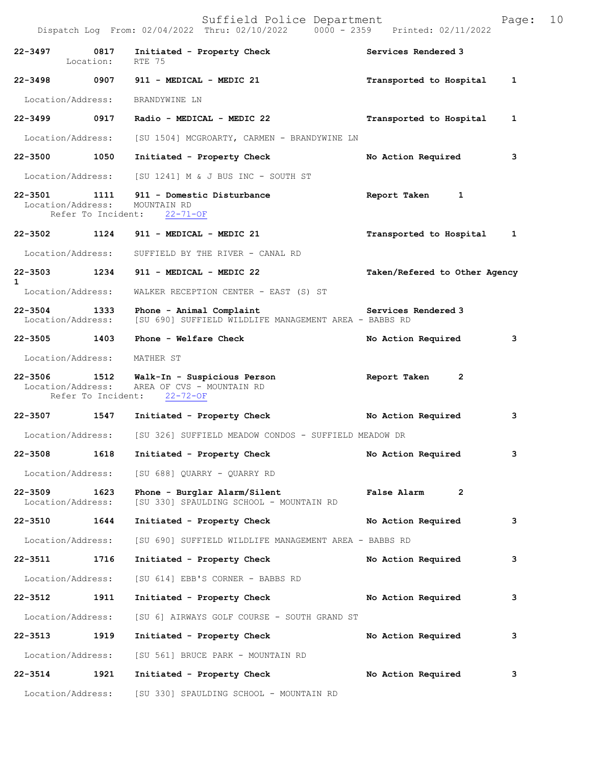| Call # | Time | Call Type | Action | Priority |
| --- | --- | --- | --- | --- |
| 22-3497 | 0817 | Initiated - Property Check | Services Rendered | 3 |
| | | Location: RTE 75 | | |
| 22-3498 | 0907 | 911 - MEDICAL - MEDIC 21 | Transported to Hospital | 1 |
| | | Location/Address: BRANDYWINE LN | | |
| 22-3499 | 0917 | Radio - MEDICAL - MEDIC 22 | Transported to Hospital | 1 |
| | | Location/Address: [SU 1504] MCGROARTY, CARMEN - BRANDYWINE LN | | |
| 22-3500 | 1050 | Initiated - Property Check | No Action Required | 3 |
| | | Location/Address: [SU 1241] M & J BUS INC - SOUTH ST | | |
| 22-3501 | 1111 | 911 - Domestic Disturbance | Report Taken | 1 |
| | | Location/Address: MOUNTAIN RD; Refer To Incident: 22-71-OF | | |
| 22-3502 | 1124 | 911 - MEDICAL - MEDIC 21 | Transported to Hospital | 1 |
| | | Location/Address: SUFFIELD BY THE RIVER - CANAL RD | | |
| 22-3503 | 1234 | 911 - MEDICAL - MEDIC 22 | Taken/Refered to Other Agency | 1 |
| | | Location/Address: WALKER RECEPTION CENTER - EAST (S) ST | | |
| 22-3504 | 1333 | Phone - Animal Complaint | Services Rendered | 3 |
| | | Location/Address: [SU 690] SUFFIELD WILDLIFE MANAGEMENT AREA - BABBS RD | | |
| 22-3505 | 1403 | Phone - Welfare Check | No Action Required | 3 |
| | | Location/Address: MATHER ST | | |
| 22-3506 | 1512 | Walk-In - Suspicious Person | Report Taken | 2 |
| | | Location/Address: AREA OF CVS - MOUNTAIN RD; Refer To Incident: 22-72-OF | | |
| 22-3507 | 1547 | Initiated - Property Check | No Action Required | 3 |
| | | Location/Address: [SU 326] SUFFIELD MEADOW CONDOS - SUFFIELD MEADOW DR | | |
| 22-3508 | 1618 | Initiated - Property Check | No Action Required | 3 |
| | | Location/Address: [SU 688] QUARRY - QUARRY RD | | |
| 22-3509 | 1623 | Phone - Burglar Alarm/Silent | False Alarm | 2 |
| | | Location/Address: [SU 330] SPAULDING SCHOOL - MOUNTAIN RD | | |
| 22-3510 | 1644 | Initiated - Property Check | No Action Required | 3 |
| | | Location/Address: [SU 690] SUFFIELD WILDLIFE MANAGEMENT AREA - BABBS RD | | |
| 22-3511 | 1716 | Initiated - Property Check | No Action Required | 3 |
| | | Location/Address: [SU 614] EBB'S CORNER - BABBS RD | | |
| 22-3512 | 1911 | Initiated - Property Check | No Action Required | 3 |
| | | Location/Address: [SU 6] AIRWAYS GOLF COURSE - SOUTH GRAND ST | | |
| 22-3513 | 1919 | Initiated - Property Check | No Action Required | 3 |
| | | Location/Address: [SU 561] BRUCE PARK - MOUNTAIN RD | | |
| 22-3514 | 1921 | Initiated - Property Check | No Action Required | 3 |
| | | Location/Address: [SU 330] SPAULDING SCHOOL - MOUNTAIN RD | | |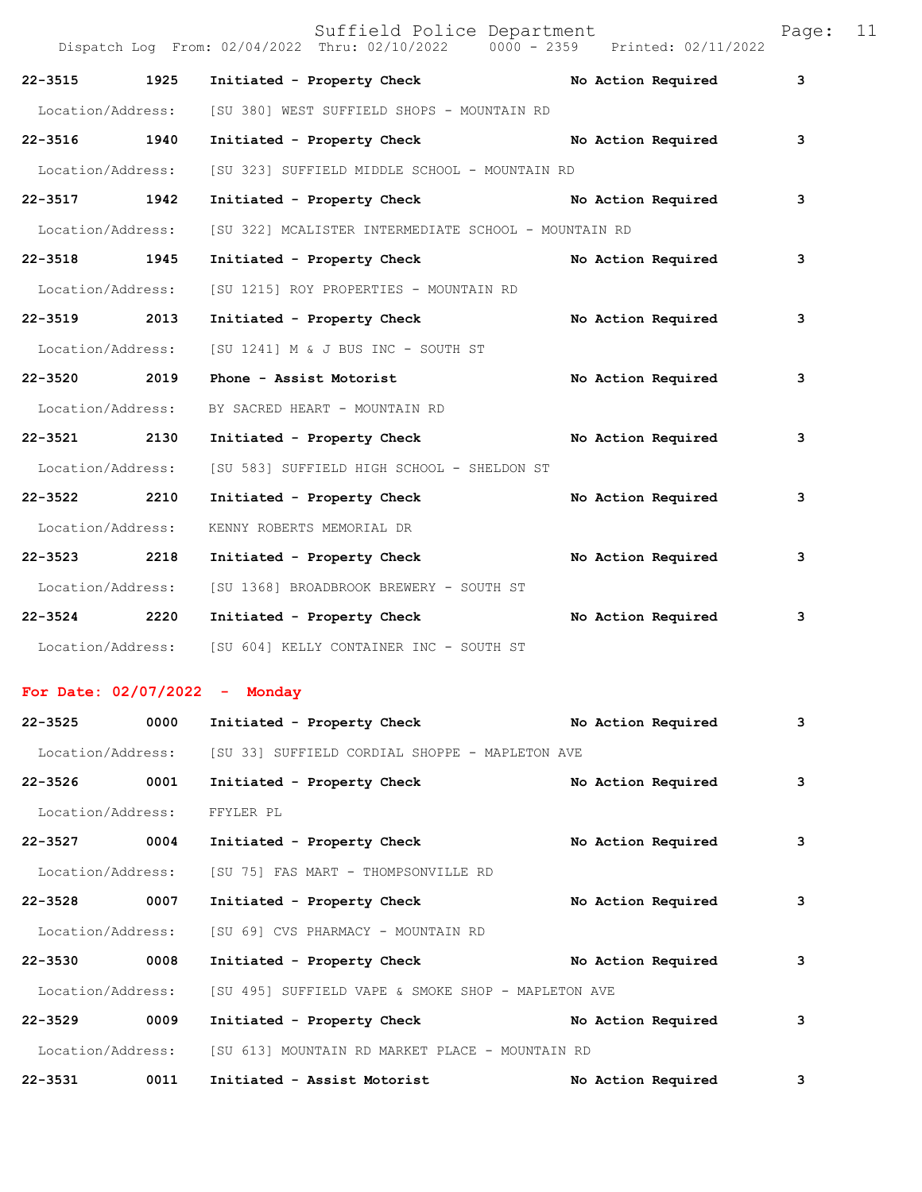| | | | | |
|---|---|---|---|---|
| **22-3515** | **1925** | **Initiated - Property Check** | **No Action Required** | **3** |
| Location/Address: | | [SU 380] WEST SUFFIELD SHOPS - MOUNTAIN RD | | |
| **22-3516** | **1940** | **Initiated - Property Check** | **No Action Required** | **3** |
| Location/Address: | | [SU 323] SUFFIELD MIDDLE SCHOOL - MOUNTAIN RD | | |
| **22-3517** | **1942** | **Initiated - Property Check** | **No Action Required** | **3** |
| Location/Address: | | [SU 322] MCALISTER INTERMEDIATE SCHOOL - MOUNTAIN RD | | |
| **22-3518** | **1945** | **Initiated - Property Check** | **No Action Required** | **3** |
| Location/Address: | | [SU 1215] ROY PROPERTIES - MOUNTAIN RD | | |
| **22-3519** | **2013** | **Initiated - Property Check** | **No Action Required** | **3** |
| Location/Address: | | [SU 1241] M & J BUS INC - SOUTH ST | | |
| **22-3520** | **2019** | **Phone - Assist Motorist** | **No Action Required** | **3** |
| Location/Address: | | BY SACRED HEART - MOUNTAIN RD | | |
| **22-3521** | **2130** | **Initiated - Property Check** | **No Action Required** | **3** |
| Location/Address: | | [SU 583] SUFFIELD HIGH SCHOOL - SHELDON ST | | |
| **22-3522** | **2210** | **Initiated - Property Check** | **No Action Required** | **3** |
| Location/Address: | | KENNY ROBERTS MEMORIAL DR | | |
| **22-3523** | **2218** | **Initiated - Property Check** | **No Action Required** | **3** |
| Location/Address: | | [SU 1368] BROADBROOK BREWERY - SOUTH ST | | |
| **22-3524** | **2220** | **Initiated - Property Check** | **No Action Required** | **3** |
| Location/Address: | | [SU 604] KELLY CONTAINER INC - SOUTH ST | | |

**For Date: 02/07/2022 - Monday**

| | | | | |
|---|---|---|---|---|
| **22-3525** | **0000** | **Initiated - Property Check** | **No Action Required** | **3** |
| Location/Address: | | [SU 33] SUFFIELD CORDIAL SHOPPE - MAPLETON AVE | | |
| **22-3526** | **0001** | **Initiated - Property Check** | **No Action Required** | **3** |
| Location/Address: | | FFYLER PL | | |
| **22-3527** | **0004** | **Initiated - Property Check** | **No Action Required** | **3** |
| Location/Address: | | [SU 75] FAS MART - THOMPSONVILLE RD | | |
| **22-3528** | **0007** | **Initiated - Property Check** | **No Action Required** | **3** |
| Location/Address: | | [SU 69] CVS PHARMACY - MOUNTAIN RD | | |
| **22-3530** | **0008** | **Initiated - Property Check** | **No Action Required** | **3** |
| Location/Address: | | [SU 495] SUFFIELD VAPE & SMOKE SHOP - MAPLETON AVE | | |
| **22-3529** | **0009** | **Initiated - Property Check** | **No Action Required** | **3** |
| Location/Address: | | [SU 613] MOUNTAIN RD MARKET PLACE - MOUNTAIN RD | | |
| **22-3531** | **0011** | **Initiated - Assist Motorist** | **No Action Required** | **3** |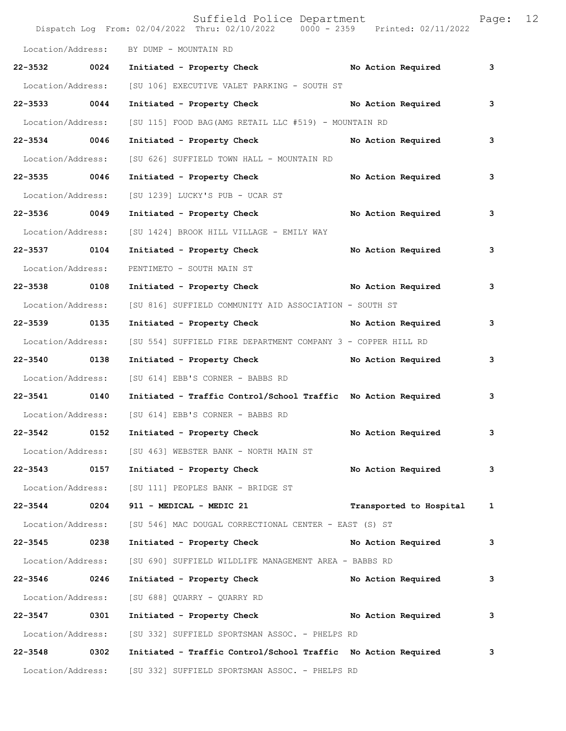Location/Address: BY DUMP - MOUNTAIN RD

**22-3532 0024 Initiated - Property Check No Action Required 3**

Location/Address: [SU 106] EXECUTIVE VALET PARKING - SOUTH ST

**22-3533 0044 Initiated - Property Check No Action Required 3**

Location/Address: [SU 115] FOOD BAG(AMG RETAIL LLC #519) - MOUNTAIN RD

**22-3534 0046 Initiated - Property Check No Action Required 3**

Location/Address: [SU 626] SUFFIELD TOWN HALL - MOUNTAIN RD

**22-3535 0046 Initiated - Property Check No Action Required 3**

Location/Address: [SU 1239] LUCKY'S PUB - UCAR ST

**22-3536 0049 Initiated - Property Check No Action Required 3**

Location/Address: [SU 1424] BROOK HILL VILLAGE - EMILY WAY

**22-3537 0104 Initiated - Property Check No Action Required 3**

Location/Address: PENTIMETO - SOUTH MAIN ST

**22-3538 0108 Initiated - Property Check No Action Required 3**

Location/Address: [SU 816] SUFFIELD COMMUNITY AID ASSOCIATION - SOUTH ST

**22-3539 0135 Initiated - Property Check No Action Required 3**

Location/Address: [SU 554] SUFFIELD FIRE DEPARTMENT COMPANY 3 - COPPER HILL RD

**22-3540 0138 Initiated - Property Check No Action Required 3**

Location/Address: [SU 614] EBB'S CORNER - BABBS RD

**22-3541 0140 Initiated - Traffic Control/School Traffic No Action Required 3**

Location/Address: [SU 614] EBB'S CORNER - BABBS RD

**22-3542 0152 Initiated - Property Check No Action Required 3**

Location/Address: [SU 463] WEBSTER BANK - NORTH MAIN ST

**22-3543 0157 Initiated - Property Check No Action Required 3**

Location/Address: [SU 111] PEOPLES BANK - BRIDGE ST

**22-3544 0204 911 - MEDICAL - MEDIC 21 Transported to Hospital 1**

Location/Address: [SU 546] MAC DOUGAL CORRECTIONAL CENTER - EAST (S) ST

**22-3545 0238 Initiated - Property Check No Action Required 3**

Location/Address: [SU 690] SUFFIELD WILDLIFE MANAGEMENT AREA - BABBS RD

**22-3546 0246 Initiated - Property Check No Action Required 3**

Location/Address: [SU 688] QUARRY - QUARRY RD

**22-3547 0301 Initiated - Property Check No Action Required 3**

Location/Address: [SU 332] SUFFIELD SPORTSMAN ASSOC. - PHELPS RD

**22-3548 0302 Initiated - Traffic Control/School Traffic No Action Required 3**

Location/Address: [SU 332] SUFFIELD SPORTSMAN ASSOC. - PHELPS RD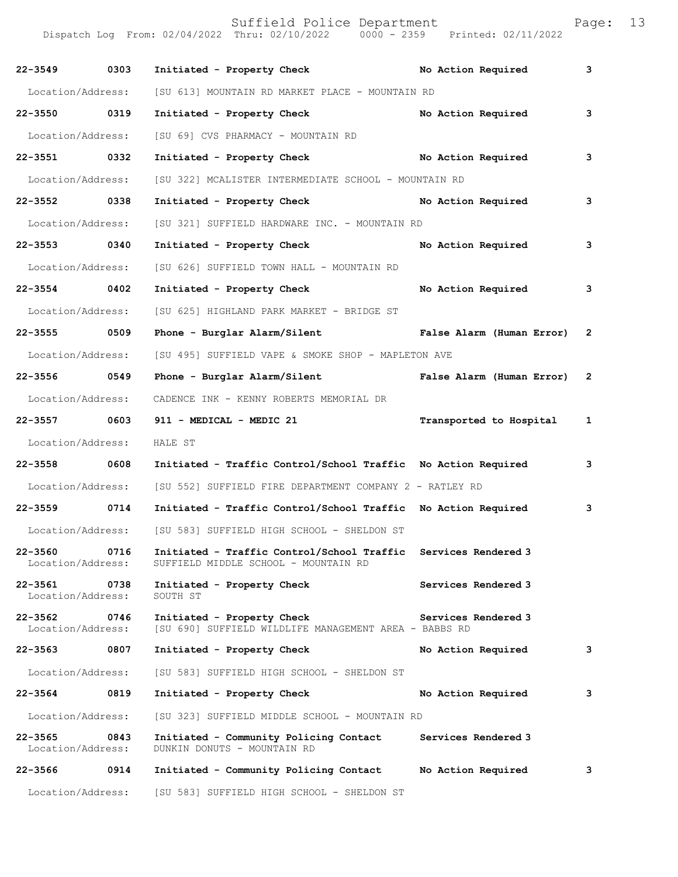| Call # | Time | Call Reason | Action | Priority |
|---|---|---|---|---|
| 22-3549 | 0303 | Initiated - Property Check | No Action Required | 3 |
| Location/Address: | | [SU 613] MOUNTAIN RD MARKET PLACE - MOUNTAIN RD | | |
| 22-3550 | 0319 | Initiated - Property Check | No Action Required | 3 |
| Location/Address: | | [SU 69] CVS PHARMACY - MOUNTAIN RD | | |
| 22-3551 | 0332 | Initiated - Property Check | No Action Required | 3 |
| Location/Address: | | [SU 322] MCALISTER INTERMEDIATE SCHOOL - MOUNTAIN RD | | |
| 22-3552 | 0338 | Initiated - Property Check | No Action Required | 3 |
| Location/Address: | | [SU 321] SUFFIELD HARDWARE INC. - MOUNTAIN RD | | |
| 22-3553 | 0340 | Initiated - Property Check | No Action Required | 3 |
| Location/Address: | | [SU 626] SUFFIELD TOWN HALL - MOUNTAIN RD | | |
| 22-3554 | 0402 | Initiated - Property Check | No Action Required | 3 |
| Location/Address: | | [SU 625] HIGHLAND PARK MARKET - BRIDGE ST | | |
| 22-3555 | 0509 | Phone - Burglar Alarm/Silent | False Alarm (Human Error) | 2 |
| Location/Address: | | [SU 495] SUFFIELD VAPE & SMOKE SHOP - MAPLETON AVE | | |
| 22-3556 | 0549 | Phone - Burglar Alarm/Silent | False Alarm (Human Error) | 2 |
| Location/Address: | | CADENCE INK - KENNY ROBERTS MEMORIAL DR | | |
| 22-3557 | 0603 | 911 - MEDICAL - MEDIC 21 | Transported to Hospital | 1 |
| Location/Address: | | HALE ST | | |
| 22-3558 | 0608 | Initiated - Traffic Control/School Traffic | No Action Required | 3 |
| Location/Address: | | [SU 552] SUFFIELD FIRE DEPARTMENT COMPANY 2 - RATLEY RD | | |
| 22-3559 | 0714 | Initiated - Traffic Control/School Traffic | No Action Required | 3 |
| Location/Address: | | [SU 583] SUFFIELD HIGH SCHOOL - SHELDON ST | | |
| 22-3560 | 0716 | Initiated - Traffic Control/School Traffic | Services Rendered | 3 |
| Location/Address: | | SUFFIELD MIDDLE SCHOOL - MOUNTAIN RD | | |
| 22-3561 | 0738 | Initiated - Property Check | Services Rendered | 3 |
| Location/Address: | | SOUTH ST | | |
| 22-3562 | 0746 | Initiated - Property Check | Services Rendered | 3 |
| Location/Address: | | [SU 690] SUFFIELD WILDLIFE MANAGEMENT AREA - BABBS RD | | |
| 22-3563 | 0807 | Initiated - Property Check | No Action Required | 3 |
| Location/Address: | | [SU 583] SUFFIELD HIGH SCHOOL - SHELDON ST | | |
| 22-3564 | 0819 | Initiated - Property Check | No Action Required | 3 |
| Location/Address: | | [SU 323] SUFFIELD MIDDLE SCHOOL - MOUNTAIN RD | | |
| 22-3565 | 0843 | Initiated - Community Policing Contact | Services Rendered | 3 |
| Location/Address: | | DUNKIN DONUTS - MOUNTAIN RD | | |
| 22-3566 | 0914 | Initiated - Community Policing Contact | No Action Required | 3 |
| Location/Address: | | [SU 583] SUFFIELD HIGH SCHOOL - SHELDON ST | | |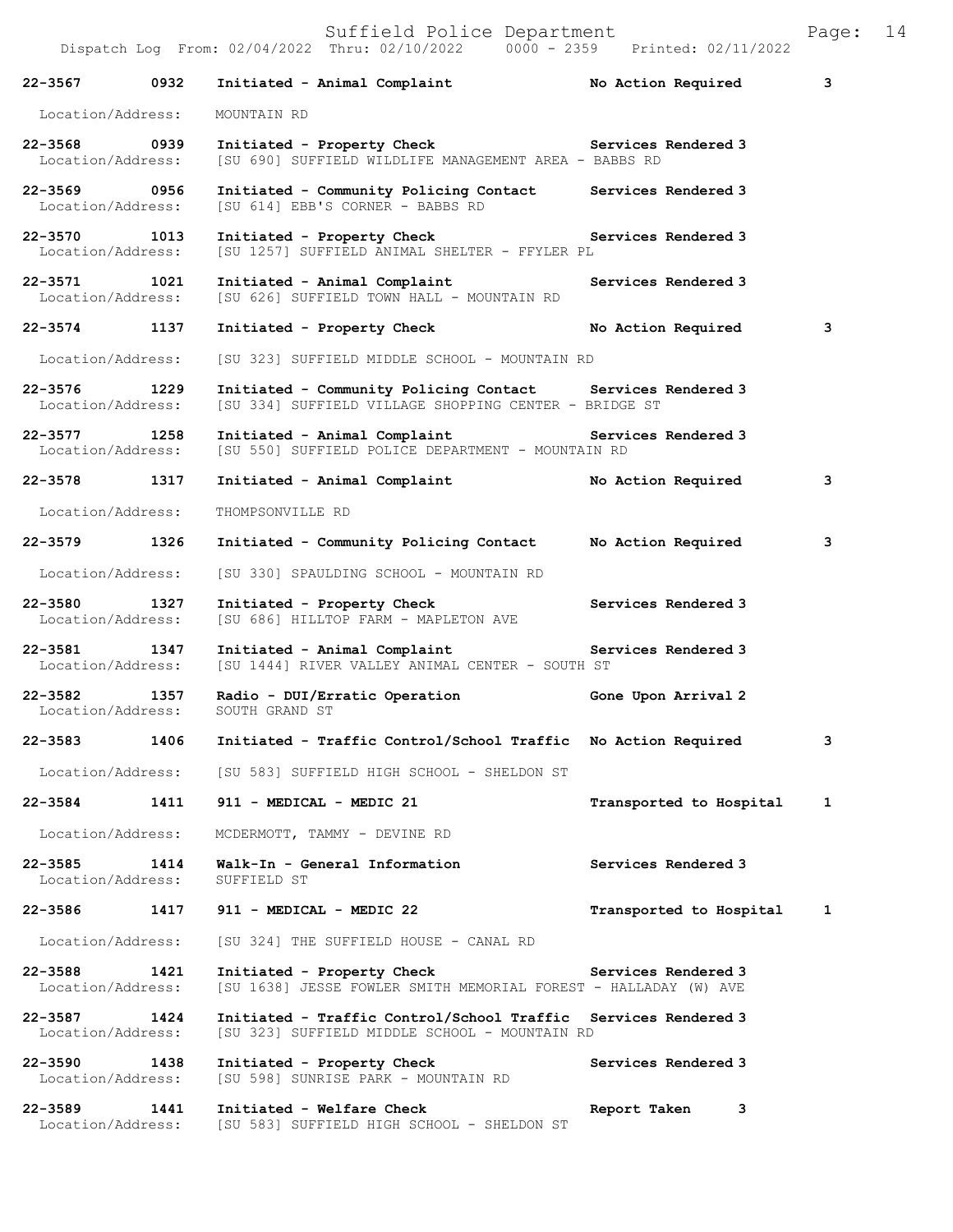| Call # | Time | Call Reason | Action | Priority |
|---|---|---|---|---|
| 22-3567 | 0932 | Initiated - Animal Complaint | No Action Required | 3 |
| Location/Address: | | MOUNTAIN RD | | |
| 22-3568 | 0939 | Initiated - Property Check | Services Rendered | 3 |
| Location/Address: | | [SU 690] SUFFIELD WILDLIFE MANAGEMENT AREA - BABBS RD | | |
| 22-3569 | 0956 | Initiated - Community Policing Contact | Services Rendered | 3 |
| Location/Address: | | [SU 614] EBB'S CORNER - BABBS RD | | |
| 22-3570 | 1013 | Initiated - Property Check | Services Rendered | 3 |
| Location/Address: | | [SU 1257] SUFFIELD ANIMAL SHELTER - FFYLER PL | | |
| 22-3571 | 1021 | Initiated - Animal Complaint | Services Rendered | 3 |
| Location/Address: | | [SU 626] SUFFIELD TOWN HALL - MOUNTAIN RD | | |
| 22-3574 | 1137 | Initiated - Property Check | No Action Required | 3 |
| Location/Address: | | [SU 323] SUFFIELD MIDDLE SCHOOL - MOUNTAIN RD | | |
| 22-3576 | 1229 | Initiated - Community Policing Contact | Services Rendered | 3 |
| Location/Address: | | [SU 334] SUFFIELD VILLAGE SHOPPING CENTER - BRIDGE ST | | |
| 22-3577 | 1258 | Initiated - Animal Complaint | Services Rendered | 3 |
| Location/Address: | | [SU 550] SUFFIELD POLICE DEPARTMENT - MOUNTAIN RD | | |
| 22-3578 | 1317 | Initiated - Animal Complaint | No Action Required | 3 |
| Location/Address: | | THOMPSONVILLE RD | | |
| 22-3579 | 1326 | Initiated - Community Policing Contact | No Action Required | 3 |
| Location/Address: | | [SU 330] SPAULDING SCHOOL - MOUNTAIN RD | | |
| 22-3580 | 1327 | Initiated - Property Check | Services Rendered | 3 |
| Location/Address: | | [SU 686] HILLTOP FARM - MAPLETON AVE | | |
| 22-3581 | 1347 | Initiated - Animal Complaint | Services Rendered | 3 |
| Location/Address: | | [SU 1444] RIVER VALLEY ANIMAL CENTER - SOUTH ST | | |
| 22-3582 | 1357 | Radio - DUI/Erratic Operation | Gone Upon Arrival | 2 |
| Location/Address: | | SOUTH GRAND ST | | |
| 22-3583 | 1406 | Initiated - Traffic Control/School Traffic | No Action Required | 3 |
| Location/Address: | | [SU 583] SUFFIELD HIGH SCHOOL - SHELDON ST | | |
| 22-3584 | 1411 | 911 - MEDICAL - MEDIC 21 | Transported to Hospital | 1 |
| Location/Address: | | MCDERMOTT, TAMMY - DEVINE RD | | |
| 22-3585 | 1414 | Walk-In - General Information | Services Rendered | 3 |
| Location/Address: | | SUFFIELD ST | | |
| 22-3586 | 1417 | 911 - MEDICAL - MEDIC 22 | Transported to Hospital | 1 |
| Location/Address: | | [SU 324] THE SUFFIELD HOUSE - CANAL RD | | |
| 22-3588 | 1421 | Initiated - Property Check | Services Rendered | 3 |
| Location/Address: | | [SU 1638] JESSE FOWLER SMITH MEMORIAL FOREST - HALLADAY (W) AVE | | |
| 22-3587 | 1424 | Initiated - Traffic Control/School Traffic | Services Rendered | 3 |
| Location/Address: | | [SU 323] SUFFIELD MIDDLE SCHOOL - MOUNTAIN RD | | |
| 22-3590 | 1438 | Initiated - Property Check | Services Rendered | 3 |
| Location/Address: | | [SU 598] SUNRISE PARK - MOUNTAIN RD | | |
| 22-3589 | 1441 | Initiated - Welfare Check | Report Taken | 3 |
| Location/Address: | | [SU 583] SUFFIELD HIGH SCHOOL - SHELDON ST | | |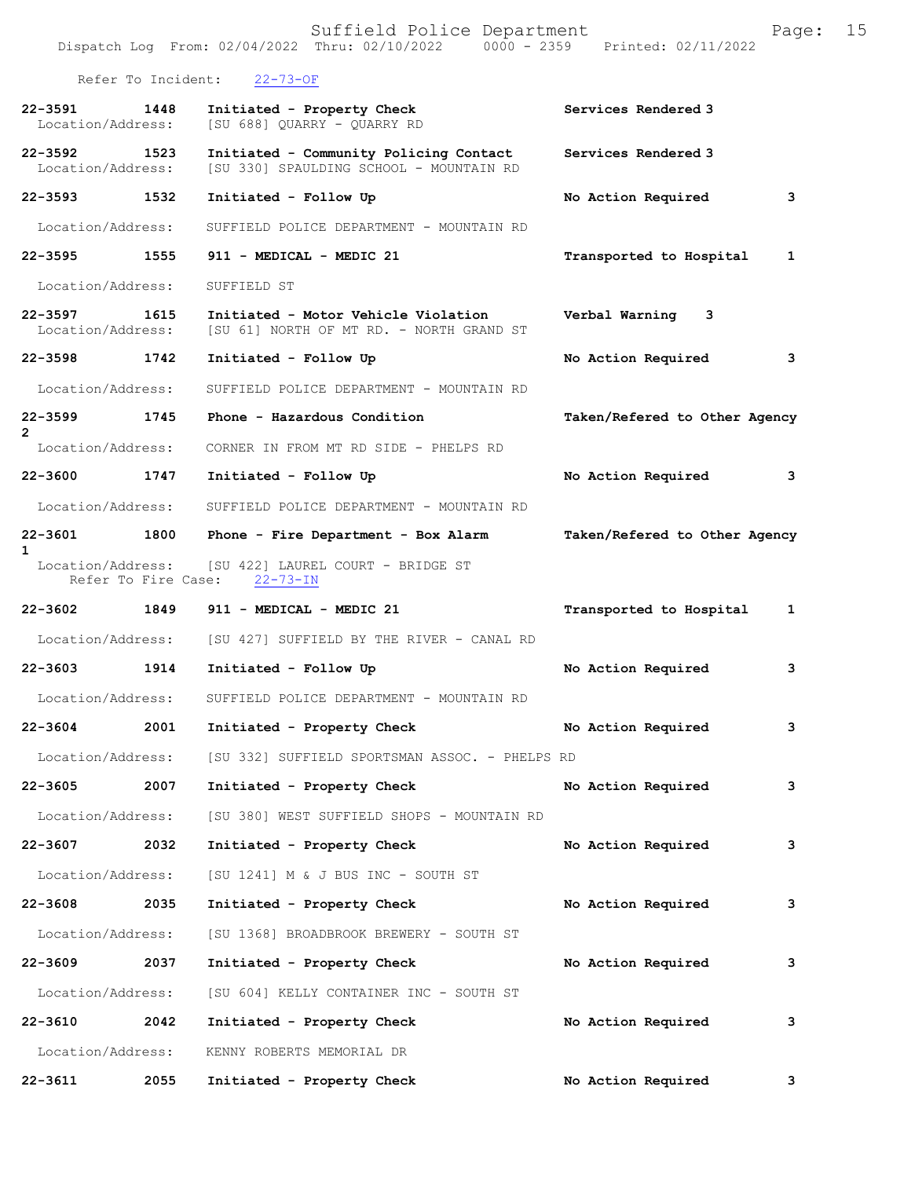Refer To Incident: 22-73-OF

| Call Number | Time | Call Reason | Action | Priority |
|---|---|---|---|---|
| 22-3591 | 1448 | Initiated - Property Check | Services Rendered | 3 |
| Location/Address: | | [SU 688] QUARRY - QUARRY RD | | |
| 22-3592 | 1523 | Initiated - Community Policing Contact | Services Rendered | 3 |
| Location/Address: | | [SU 330] SPAULDING SCHOOL - MOUNTAIN RD | | |
| 22-3593 | 1532 | Initiated - Follow Up | No Action Required | 3 |
| Location/Address: | | SUFFIELD POLICE DEPARTMENT - MOUNTAIN RD | | |
| 22-3595 | 1555 | 911 - MEDICAL - MEDIC 21 | Transported to Hospital | 1 |
| Location/Address: | | SUFFIELD ST | | |
| 22-3597 | 1615 | Initiated - Motor Vehicle Violation | Verbal Warning | 3 |
| Location/Address: | | [SU 61] NORTH OF MT RD. - NORTH GRAND ST | | |
| 22-3598 | 1742 | Initiated - Follow Up | No Action Required | 3 |
| Location/Address: | | SUFFIELD POLICE DEPARTMENT - MOUNTAIN RD | | |
| 22-3599 | 1745 | Phone - Hazardous Condition | Taken/Refered to Other Agency | 2 |
| Location/Address: | | CORNER IN FROM MT RD SIDE - PHELPS RD | | |
| 22-3600 | 1747 | Initiated - Follow Up | No Action Required | 3 |
| Location/Address: | | SUFFIELD POLICE DEPARTMENT - MOUNTAIN RD | | |
| 22-3601 | 1800 | Phone - Fire Department - Box Alarm | Taken/Refered to Other Agency | 1 |
| Location/Address: | | [SU 422] LAUREL COURT - BRIDGE ST | | |
| Refer To Fire Case: | | 22-73-IN | | |
| 22-3602 | 1849 | 911 - MEDICAL - MEDIC 21 | Transported to Hospital | 1 |
| Location/Address: | | [SU 427] SUFFIELD BY THE RIVER - CANAL RD | | |
| 22-3603 | 1914 | Initiated - Follow Up | No Action Required | 3 |
| Location/Address: | | SUFFIELD POLICE DEPARTMENT - MOUNTAIN RD | | |
| 22-3604 | 2001 | Initiated - Property Check | No Action Required | 3 |
| Location/Address: | | [SU 332] SUFFIELD SPORTSMAN ASSOC. - PHELPS RD | | |
| 22-3605 | 2007 | Initiated - Property Check | No Action Required | 3 |
| Location/Address: | | [SU 380] WEST SUFFIELD SHOPS - MOUNTAIN RD | | |
| 22-3607 | 2032 | Initiated - Property Check | No Action Required | 3 |
| Location/Address: | | [SU 1241] M & J BUS INC - SOUTH ST | | |
| 22-3608 | 2035 | Initiated - Property Check | No Action Required | 3 |
| Location/Address: | | [SU 1368] BROADBROOK BREWERY - SOUTH ST | | |
| 22-3609 | 2037 | Initiated - Property Check | No Action Required | 3 |
| Location/Address: | | [SU 604] KELLY CONTAINER INC - SOUTH ST | | |
| 22-3610 | 2042 | Initiated - Property Check | No Action Required | 3 |
| Location/Address: | | KENNY ROBERTS MEMORIAL DR | | |
| 22-3611 | 2055 | Initiated - Property Check | No Action Required | 3 |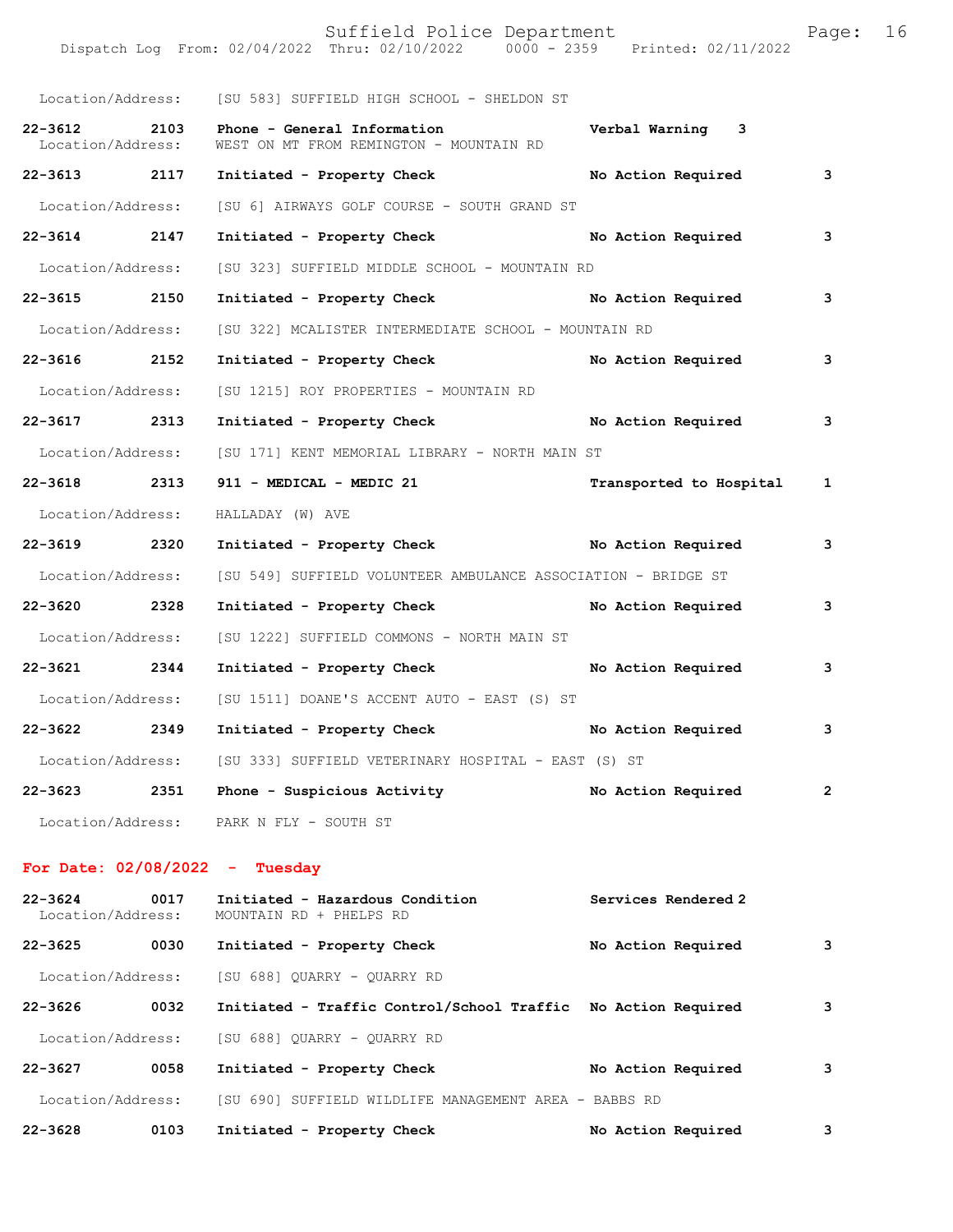Location/Address: [SU 583] SUFFIELD HIGH SCHOOL - SHELDON ST

**22-3612 2103 Phone - General Information Verbal Warning 3**
Location/Address: WEST ON MT FROM REMINGTON - MOUNTAIN RD

**22-3613 2117 Initiated - Property Check No Action Required 3**
Location/Address: [SU 6] AIRWAYS GOLF COURSE - SOUTH GRAND ST

**22-3614 2147 Initiated - Property Check No Action Required 3**
Location/Address: [SU 323] SUFFIELD MIDDLE SCHOOL - MOUNTAIN RD

**22-3615 2150 Initiated - Property Check No Action Required 3**
Location/Address: [SU 322] MCALISTER INTERMEDIATE SCHOOL - MOUNTAIN RD

**22-3616 2152 Initiated - Property Check No Action Required 3**
Location/Address: [SU 1215] ROY PROPERTIES - MOUNTAIN RD

**22-3617 2313 Initiated - Property Check No Action Required 3**
Location/Address: [SU 171] KENT MEMORIAL LIBRARY - NORTH MAIN ST

**22-3618 2313 911 - MEDICAL - MEDIC 21 Transported to Hospital 1**
Location/Address: HALLADAY (W) AVE

**22-3619 2320 Initiated - Property Check No Action Required 3**
Location/Address: [SU 549] SUFFIELD VOLUNTEER AMBULANCE ASSOCIATION - BRIDGE ST

**22-3620 2328 Initiated - Property Check No Action Required 3**
Location/Address: [SU 1222] SUFFIELD COMMONS - NORTH MAIN ST

**22-3621 2344 Initiated - Property Check No Action Required 3**
Location/Address: [SU 1511] DOANE'S ACCENT AUTO - EAST (S) ST

**22-3622 2349 Initiated - Property Check No Action Required 3**
Location/Address: [SU 333] SUFFIELD VETERINARY HOSPITAL - EAST (S) ST

**22-3623 2351 Phone - Suspicious Activity No Action Required 2**
Location/Address: PARK N FLY - SOUTH ST

## For Date: 02/08/2022 - Tuesday

**22-3624 0017 Initiated - Hazardous Condition Services Rendered 2**
Location/Address: MOUNTAIN RD + PHELPS RD

**22-3625 0030 Initiated - Property Check No Action Required 3**
Location/Address: [SU 688] QUARRY - QUARRY RD

**22-3626 0032 Initiated - Traffic Control/School Traffic No Action Required 3**
Location/Address: [SU 688] QUARRY - QUARRY RD

**22-3627 0058 Initiated - Property Check No Action Required 3**
Location/Address: [SU 690] SUFFIELD WILDLIFE MANAGEMENT AREA - BABBS RD

**22-3628 0103 Initiated - Property Check No Action Required 3**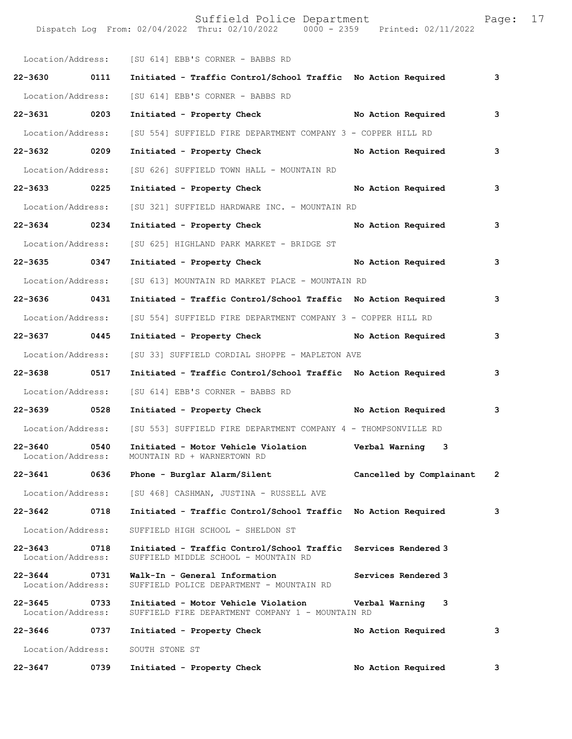Location/Address: [SU 614] EBB'S CORNER - BABBS RD

**22-3630 0111 Initiated - Traffic Control/School Traffic No Action Required 3**

Location/Address: [SU 614] EBB'S CORNER - BABBS RD

**22-3631 0203 Initiated - Property Check No Action Required 3**

Location/Address: [SU 554] SUFFIELD FIRE DEPARTMENT COMPANY 3 - COPPER HILL RD

**22-3632 0209 Initiated - Property Check No Action Required 3**

Location/Address: [SU 626] SUFFIELD TOWN HALL - MOUNTAIN RD

**22-3633 0225 Initiated - Property Check No Action Required 3**

Location/Address: [SU 321] SUFFIELD HARDWARE INC. - MOUNTAIN RD

**22-3634 0234 Initiated - Property Check No Action Required 3**

Location/Address: [SU 625] HIGHLAND PARK MARKET - BRIDGE ST

**22-3635 0347 Initiated - Property Check No Action Required 3**

Location/Address: [SU 613] MOUNTAIN RD MARKET PLACE - MOUNTAIN RD

**22-3636 0431 Initiated - Traffic Control/School Traffic No Action Required 3**

Location/Address: [SU 554] SUFFIELD FIRE DEPARTMENT COMPANY 3 - COPPER HILL RD

**22-3637 0445 Initiated - Property Check No Action Required 3**

Location/Address: [SU 33] SUFFIELD CORDIAL SHOPPE - MAPLETON AVE

**22-3638 0517 Initiated - Traffic Control/School Traffic No Action Required 3**

Location/Address: [SU 614] EBB'S CORNER - BABBS RD

**22-3639 0528 Initiated - Property Check No Action Required 3**

Location/Address: [SU 553] SUFFIELD FIRE DEPARTMENT COMPANY 4 - THOMPSONVILLE RD

**22-3640 0540 Initiated - Motor Vehicle Violation Verbal Warning 3**
Location/Address: MOUNTAIN RD + WARNERTOWN RD

**22-3641 0636 Phone - Burglar Alarm/Silent Cancelled by Complainant 2**

Location/Address: [SU 468] CASHMAN, JUSTINA - RUSSELL AVE

**22-3642 0718 Initiated - Traffic Control/School Traffic No Action Required 3**

Location/Address: SUFFIELD HIGH SCHOOL - SHELDON ST

**22-3643 0718 Initiated - Traffic Control/School Traffic Services Rendered 3**
Location/Address: SUFFIELD MIDDLE SCHOOL - MOUNTAIN RD

**22-3644 0731 Walk-In - General Information Services Rendered 3**
Location/Address: SUFFIELD POLICE DEPARTMENT - MOUNTAIN RD

**22-3645 0733 Initiated - Motor Vehicle Violation Verbal Warning 3**
Location/Address: SUFFIELD FIRE DEPARTMENT COMPANY 1 - MOUNTAIN RD

**22-3646 0737 Initiated - Property Check No Action Required 3**

Location/Address: SOUTH STONE ST

**22-3647 0739 Initiated - Property Check No Action Required 3**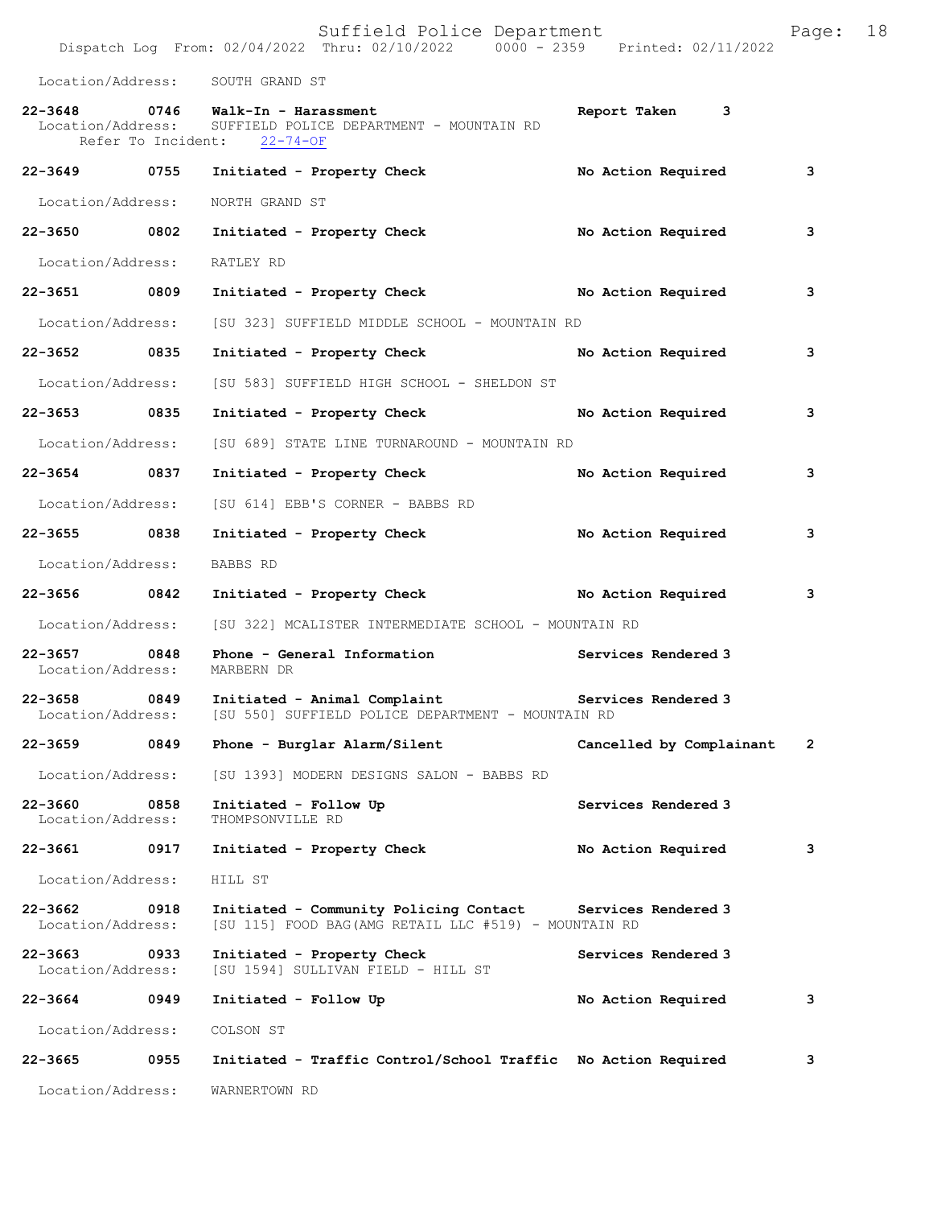Location/Address: SOUTH GRAND ST

| | | | | |
|---|---|---|---|---|
| **22-3648** | **0746** | **Walk-In - Harassment** | **Report Taken** | **3** |

Location/Address: SUFFIELD POLICE DEPARTMENT - MOUNTAIN RD
Refer To Incident: 22-74-OF

| | | | | |
|---|---|---|---|---|
| **22-3649** | **0755** | **Initiated - Property Check** | **No Action Required** | **3** |

Location/Address: NORTH GRAND ST

| | | | | |
|---|---|---|---|---|
| **22-3650** | **0802** | **Initiated - Property Check** | **No Action Required** | **3** |

Location/Address: RATLEY RD

| | | | | |
|---|---|---|---|---|
| **22-3651** | **0809** | **Initiated - Property Check** | **No Action Required** | **3** |

Location/Address: [SU 323] SUFFIELD MIDDLE SCHOOL - MOUNTAIN RD

| | | | | |
|---|---|---|---|---|
| **22-3652** | **0835** | **Initiated - Property Check** | **No Action Required** | **3** |

Location/Address: [SU 583] SUFFIELD HIGH SCHOOL - SHELDON ST

| | | | | |
|---|---|---|---|---|
| **22-3653** | **0835** | **Initiated - Property Check** | **No Action Required** | **3** |

Location/Address: [SU 689] STATE LINE TURNAROUND - MOUNTAIN RD

| | | | | |
|---|---|---|---|---|
| **22-3654** | **0837** | **Initiated - Property Check** | **No Action Required** | **3** |

Location/Address: [SU 614] EBB'S CORNER - BABBS RD

| | | | | |
|---|---|---|---|---|
| **22-3655** | **0838** | **Initiated - Property Check** | **No Action Required** | **3** |

Location/Address: BABBS RD

| | | | | |
|---|---|---|---|---|
| **22-3656** | **0842** | **Initiated - Property Check** | **No Action Required** | **3** |

Location/Address: [SU 322] MCALISTER INTERMEDIATE SCHOOL - MOUNTAIN RD

| | | | | |
|---|---|---|---|---|
| **22-3657** | **0848** | **Phone - General Information** | **Services Rendered** | **3** |

Location/Address: MARBERN DR

| | | | | |
|---|---|---|---|---|
| **22-3658** | **0849** | **Initiated - Animal Complaint** | **Services Rendered** | **3** |

Location/Address: [SU 550] SUFFIELD POLICE DEPARTMENT - MOUNTAIN RD

| | | | | |
|---|---|---|---|---|
| **22-3659** | **0849** | **Phone - Burglar Alarm/Silent** | **Cancelled by Complainant** | **2** |

Location/Address: [SU 1393] MODERN DESIGNS SALON - BABBS RD

| | | | | |
|---|---|---|---|---|
| **22-3660** | **0858** | **Initiated - Follow Up** | **Services Rendered** | **3** |

Location/Address: THOMPSONVILLE RD

| | | | | |
|---|---|---|---|---|
| **22-3661** | **0917** | **Initiated - Property Check** | **No Action Required** | **3** |

Location/Address: HILL ST

| | | | | |
|---|---|---|---|---|
| **22-3662** | **0918** | **Initiated - Community Policing Contact** | **Services Rendered** | **3** |

Location/Address: [SU 115] FOOD BAG(AMG RETAIL LLC #519) - MOUNTAIN RD

| | | | | |
|---|---|---|---|---|
| **22-3663** | **0933** | **Initiated - Property Check** | **Services Rendered** | **3** |

Location/Address: [SU 1594] SULLIVAN FIELD - HILL ST

| | | | | |
|---|---|---|---|---|
| **22-3664** | **0949** | **Initiated - Follow Up** | **No Action Required** | **3** |

Location/Address: COLSON ST

| | | | | |
|---|---|---|---|---|
| **22-3665** | **0955** | **Initiated - Traffic Control/School Traffic** | **No Action Required** | **3** |

Location/Address: WARNERTOWN RD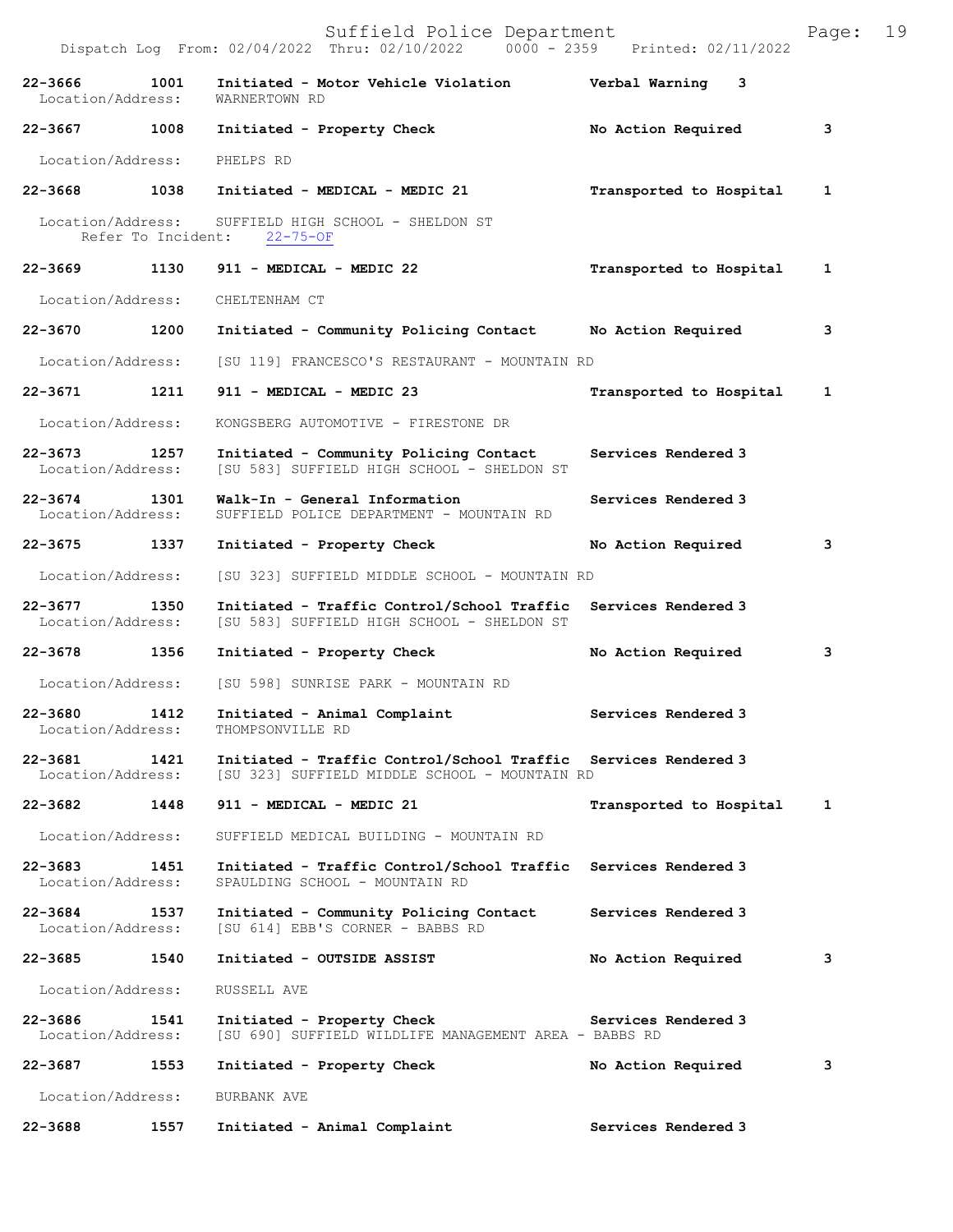Suffield Police Department

Dispatch Log From: 02/04/2022 Thru: 02/10/2022 0000 - 2359 Printed: 02/11/2022

**22-3666 1001 Initiated - Motor Vehicle Violation Verbal Warning 3**
Location/Address: WARNERTOWN RD

**22-3667 1008 Initiated - Property Check No Action Required 3**
Location/Address: PHELPS RD

**22-3668 1038 Initiated - MEDICAL - MEDIC 21 Transported to Hospital 1**
Location/Address: SUFFIELD HIGH SCHOOL - SHELDON ST
Refer To Incident: 22-75-OF

**22-3669 1130 911 - MEDICAL - MEDIC 22 Transported to Hospital 1**
Location/Address: CHELTENHAM CT

**22-3670 1200 Initiated - Community Policing Contact No Action Required 3**
Location/Address: [SU 119] FRANCESCO'S RESTAURANT - MOUNTAIN RD

**22-3671 1211 911 - MEDICAL - MEDIC 23 Transported to Hospital 1**
Location/Address: KONGSBERG AUTOMOTIVE - FIRESTONE DR

**22-3673 1257 Initiated - Community Policing Contact Services Rendered 3**
Location/Address: [SU 583] SUFFIELD HIGH SCHOOL - SHELDON ST

**22-3674 1301 Walk-In - General Information Services Rendered 3**
Location/Address: SUFFIELD POLICE DEPARTMENT - MOUNTAIN RD

**22-3675 1337 Initiated - Property Check No Action Required 3**
Location/Address: [SU 323] SUFFIELD MIDDLE SCHOOL - MOUNTAIN RD

**22-3677 1350 Initiated - Traffic Control/School Traffic Services Rendered 3**
Location/Address: [SU 583] SUFFIELD HIGH SCHOOL - SHELDON ST

**22-3678 1356 Initiated - Property Check No Action Required 3**
Location/Address: [SU 598] SUNRISE PARK - MOUNTAIN RD

**22-3680 1412 Initiated - Animal Complaint Services Rendered 3**
Location/Address: THOMPSONVILLE RD

**22-3681 1421 Initiated - Traffic Control/School Traffic Services Rendered 3**
Location/Address: [SU 323] SUFFIELD MIDDLE SCHOOL - MOUNTAIN RD

**22-3682 1448 911 - MEDICAL - MEDIC 21 Transported to Hospital 1**
Location/Address: SUFFIELD MEDICAL BUILDING - MOUNTAIN RD

**22-3683 1451 Initiated - Traffic Control/School Traffic Services Rendered 3**
Location/Address: SPAULDING SCHOOL - MOUNTAIN RD

**22-3684 1537 Initiated - Community Policing Contact Services Rendered 3**
Location/Address: [SU 614] EBB'S CORNER - BABBS RD

**22-3685 1540 Initiated - OUTSIDE ASSIST No Action Required 3**
Location/Address: RUSSELL AVE

**22-3686 1541 Initiated - Property Check Services Rendered 3**
Location/Address: [SU 690] SUFFIELD WILDLIFE MANAGEMENT AREA - BABBS RD

**22-3687 1553 Initiated - Property Check No Action Required 3**
Location/Address: BURBANK AVE

**22-3688 1557 Initiated - Animal Complaint Services Rendered 3**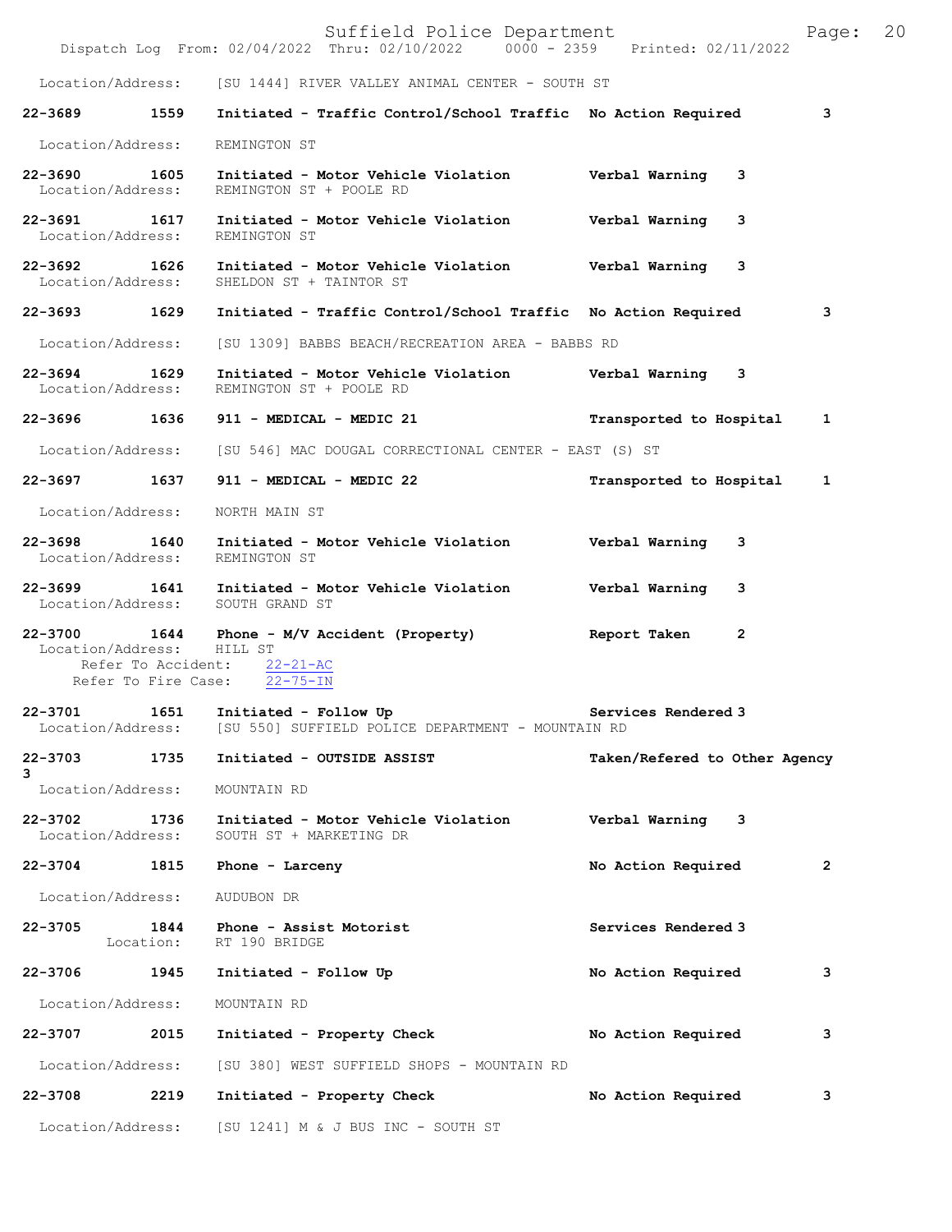Location/Address: [SU 1444] RIVER VALLEY ANIMAL CENTER - SOUTH ST

**22-3689 1559 Initiated - Traffic Control/School Traffic No Action Required 3**

Location/Address: REMINGTON ST

**22-3690 1605 Initiated - Motor Vehicle Violation Verbal Warning 3**
Location/Address: REMINGTON ST + POOLE RD

**22-3691 1617 Initiated - Motor Vehicle Violation Verbal Warning 3**
Location/Address: REMINGTON ST

**22-3692 1626 Initiated - Motor Vehicle Violation Verbal Warning 3**
Location/Address: SHELDON ST + TAINTOR ST

**22-3693 1629 Initiated - Traffic Control/School Traffic No Action Required 3**

Location/Address: [SU 1309] BABBS BEACH/RECREATION AREA - BABBS RD

**22-3694 1629 Initiated - Motor Vehicle Violation Verbal Warning 3**
Location/Address: REMINGTON ST + POOLE RD

**22-3696 1636 911 - MEDICAL - MEDIC 21 Transported to Hospital 1**

Location/Address: [SU 546] MAC DOUGAL CORRECTIONAL CENTER - EAST (S) ST

**22-3697 1637 911 - MEDICAL - MEDIC 22 Transported to Hospital 1**

Location/Address: NORTH MAIN ST

**22-3698 1640 Initiated - Motor Vehicle Violation Verbal Warning 3**
Location/Address: REMINGTON ST

**22-3699 1641 Initiated - Motor Vehicle Violation Verbal Warning 3**
Location/Address: SOUTH GRAND ST

**22-3700 1644 Phone - M/V Accident (Property) Report Taken 2**
Location/Address: HILL ST
Refer To Accident: 22-21-AC
Refer To Fire Case: 22-75-IN

**22-3701 1651 Initiated - Follow Up Services Rendered 3**
Location/Address: [SU 550] SUFFIELD POLICE DEPARTMENT - MOUNTAIN RD

**22-3703 1735 Initiated - OUTSIDE ASSIST Taken/Refered to Other Agency 3**
Location/Address: MOUNTAIN RD

**22-3702 1736 Initiated - Motor Vehicle Violation Verbal Warning 3**
Location/Address: SOUTH ST + MARKETING DR

**22-3704 1815 Phone - Larceny No Action Required 2**

Location/Address: AUDUBON DR

**22-3705 1844 Phone - Assist Motorist Services Rendered 3**
Location: RT 190 BRIDGE

**22-3706 1945 Initiated - Follow Up No Action Required 3**

Location/Address: MOUNTAIN RD

**22-3707 2015 Initiated - Property Check No Action Required 3**

Location/Address: [SU 380] WEST SUFFIELD SHOPS - MOUNTAIN RD

**22-3708 2219 Initiated - Property Check No Action Required 3**

Location/Address: [SU 1241] M & J BUS INC - SOUTH ST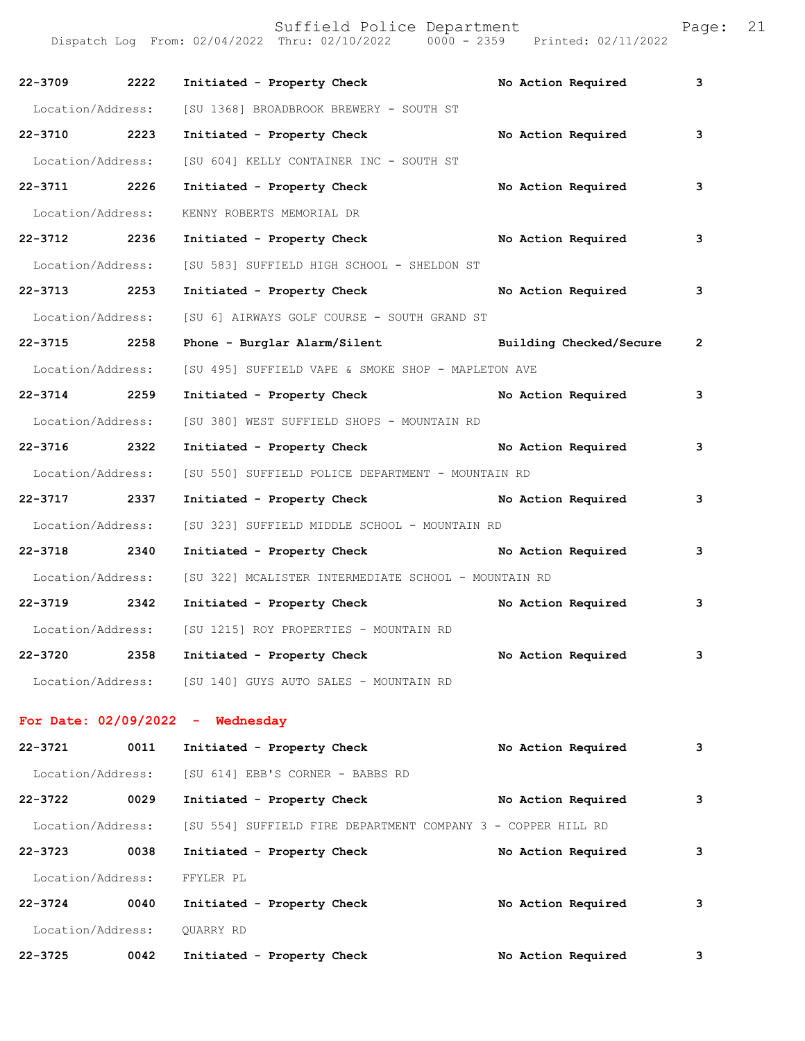| | | | | |
|---|---|---|---|---|
| **22-3709** | **2222** | **Initiated - Property Check** | **No Action Required** | **3** |
| Location/Address: | [SU 1368] BROADBROOK BREWERY - SOUTH ST | | | |
| **22-3710** | **2223** | **Initiated - Property Check** | **No Action Required** | **3** |
| Location/Address: | [SU 604] KELLY CONTAINER INC - SOUTH ST | | | |
| **22-3711** | **2226** | **Initiated - Property Check** | **No Action Required** | **3** |
| Location/Address: | KENNY ROBERTS MEMORIAL DR | | | |
| **22-3712** | **2236** | **Initiated - Property Check** | **No Action Required** | **3** |
| Location/Address: | [SU 583] SUFFIELD HIGH SCHOOL - SHELDON ST | | | |
| **22-3713** | **2253** | **Initiated - Property Check** | **No Action Required** | **3** |
| Location/Address: | [SU 6] AIRWAYS GOLF COURSE - SOUTH GRAND ST | | | |
| **22-3715** | **2258** | **Phone - Burglar Alarm/Silent** | **Building Checked/Secure** | **2** |
| Location/Address: | [SU 495] SUFFIELD VAPE & SMOKE SHOP - MAPLETON AVE | | | |
| **22-3714** | **2259** | **Initiated - Property Check** | **No Action Required** | **3** |
| Location/Address: | [SU 380] WEST SUFFIELD SHOPS - MOUNTAIN RD | | | |
| **22-3716** | **2322** | **Initiated - Property Check** | **No Action Required** | **3** |
| Location/Address: | [SU 550] SUFFIELD POLICE DEPARTMENT - MOUNTAIN RD | | | |
| **22-3717** | **2337** | **Initiated - Property Check** | **No Action Required** | **3** |
| Location/Address: | [SU 323] SUFFIELD MIDDLE SCHOOL - MOUNTAIN RD | | | |
| **22-3718** | **2340** | **Initiated - Property Check** | **No Action Required** | **3** |
| Location/Address: | [SU 322] MCALISTER INTERMEDIATE SCHOOL - MOUNTAIN RD | | | |
| **22-3719** | **2342** | **Initiated - Property Check** | **No Action Required** | **3** |
| Location/Address: | [SU 1215] ROY PROPERTIES - MOUNTAIN RD | | | |
| **22-3720** | **2358** | **Initiated - Property Check** | **No Action Required** | **3** |
| Location/Address: | [SU 140] GUYS AUTO SALES - MOUNTAIN RD | | | |

**For Date: 02/09/2022 - Wednesday**

| | | | | |
|---|---|---|---|---|
| **22-3721** | **0011** | **Initiated - Property Check** | **No Action Required** | **3** |
| Location/Address: | [SU 614] EBB'S CORNER - BABBS RD | | | |
| **22-3722** | **0029** | **Initiated - Property Check** | **No Action Required** | **3** |
| Location/Address: | [SU 554] SUFFIELD FIRE DEPARTMENT COMPANY 3 - COPPER HILL RD | | | |
| **22-3723** | **0038** | **Initiated - Property Check** | **No Action Required** | **3** |
| Location/Address: | FFYLER PL | | | |
| **22-3724** | **0040** | **Initiated - Property Check** | **No Action Required** | **3** |
| Location/Address: | QUARRY RD | | | |
| **22-3725** | **0042** | **Initiated - Property Check** | **No Action Required** | **3** |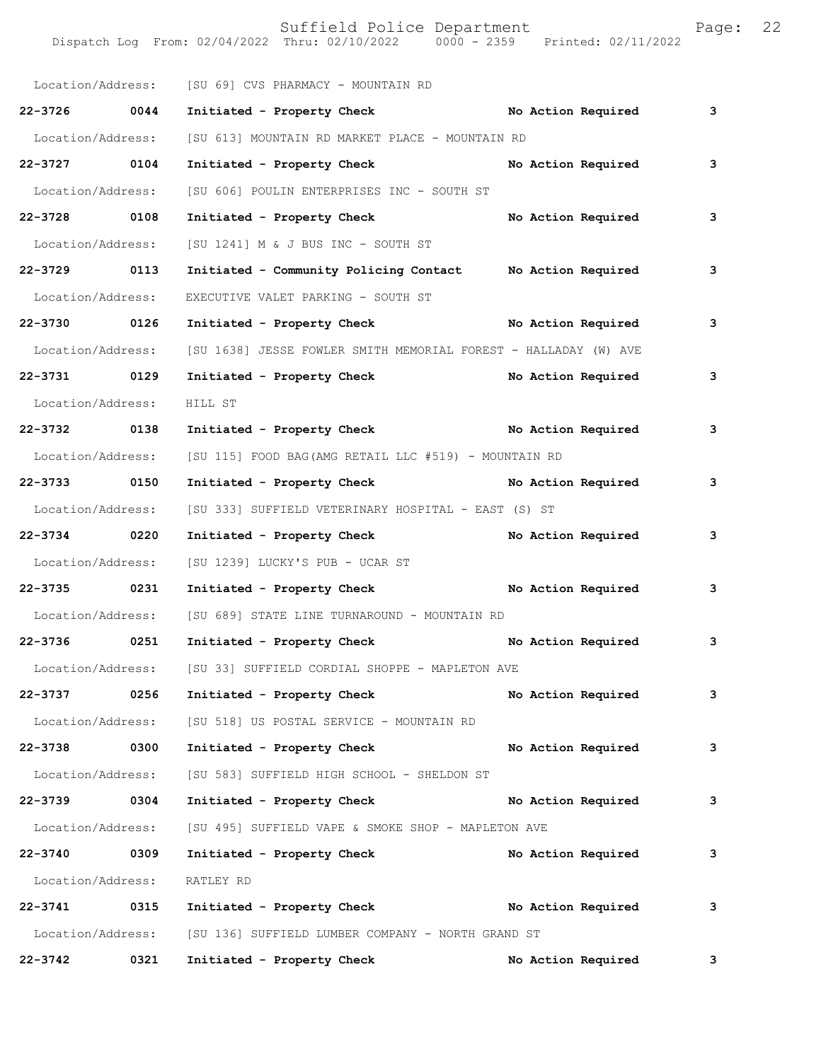Location/Address: [SU 69] CVS PHARMACY - MOUNTAIN RD

**22-3726 0044 Initiated - Property Check No Action Required 3**

Location/Address: [SU 613] MOUNTAIN RD MARKET PLACE - MOUNTAIN RD

**22-3727 0104 Initiated - Property Check No Action Required 3**

Location/Address: [SU 606] POULIN ENTERPRISES INC - SOUTH ST

**22-3728 0108 Initiated - Property Check No Action Required 3**

Location/Address: [SU 1241] M & J BUS INC - SOUTH ST

**22-3729 0113 Initiated - Community Policing Contact No Action Required 3**

Location/Address: EXECUTIVE VALET PARKING - SOUTH ST

**22-3730 0126 Initiated - Property Check No Action Required 3**

Location/Address: [SU 1638] JESSE FOWLER SMITH MEMORIAL FOREST - HALLADAY (W) AVE

**22-3731 0129 Initiated - Property Check No Action Required 3**

Location/Address: HILL ST

**22-3732 0138 Initiated - Property Check No Action Required 3**

Location/Address: [SU 115] FOOD BAG(AMG RETAIL LLC #519) - MOUNTAIN RD

**22-3733 0150 Initiated - Property Check No Action Required 3**

Location/Address: [SU 333] SUFFIELD VETERINARY HOSPITAL - EAST (S) ST

**22-3734 0220 Initiated - Property Check No Action Required 3**

Location/Address: [SU 1239] LUCKY'S PUB - UCAR ST

**22-3735 0231 Initiated - Property Check No Action Required 3**

Location/Address: [SU 689] STATE LINE TURNAROUND - MOUNTAIN RD

**22-3736 0251 Initiated - Property Check No Action Required 3**

Location/Address: [SU 33] SUFFIELD CORDIAL SHOPPE - MAPLETON AVE

**22-3737 0256 Initiated - Property Check No Action Required 3**

Location/Address: [SU 518] US POSTAL SERVICE - MOUNTAIN RD

**22-3738 0300 Initiated - Property Check No Action Required 3**

Location/Address: [SU 583] SUFFIELD HIGH SCHOOL - SHELDON ST

**22-3739 0304 Initiated - Property Check No Action Required 3**

Location/Address: [SU 495] SUFFIELD VAPE & SMOKE SHOP - MAPLETON AVE

**22-3740 0309 Initiated - Property Check No Action Required 3**

Location/Address: RATLEY RD

**22-3741 0315 Initiated - Property Check No Action Required 3**

Location/Address: [SU 136] SUFFIELD LUMBER COMPANY - NORTH GRAND ST

**22-3742 0321 Initiated - Property Check No Action Required 3**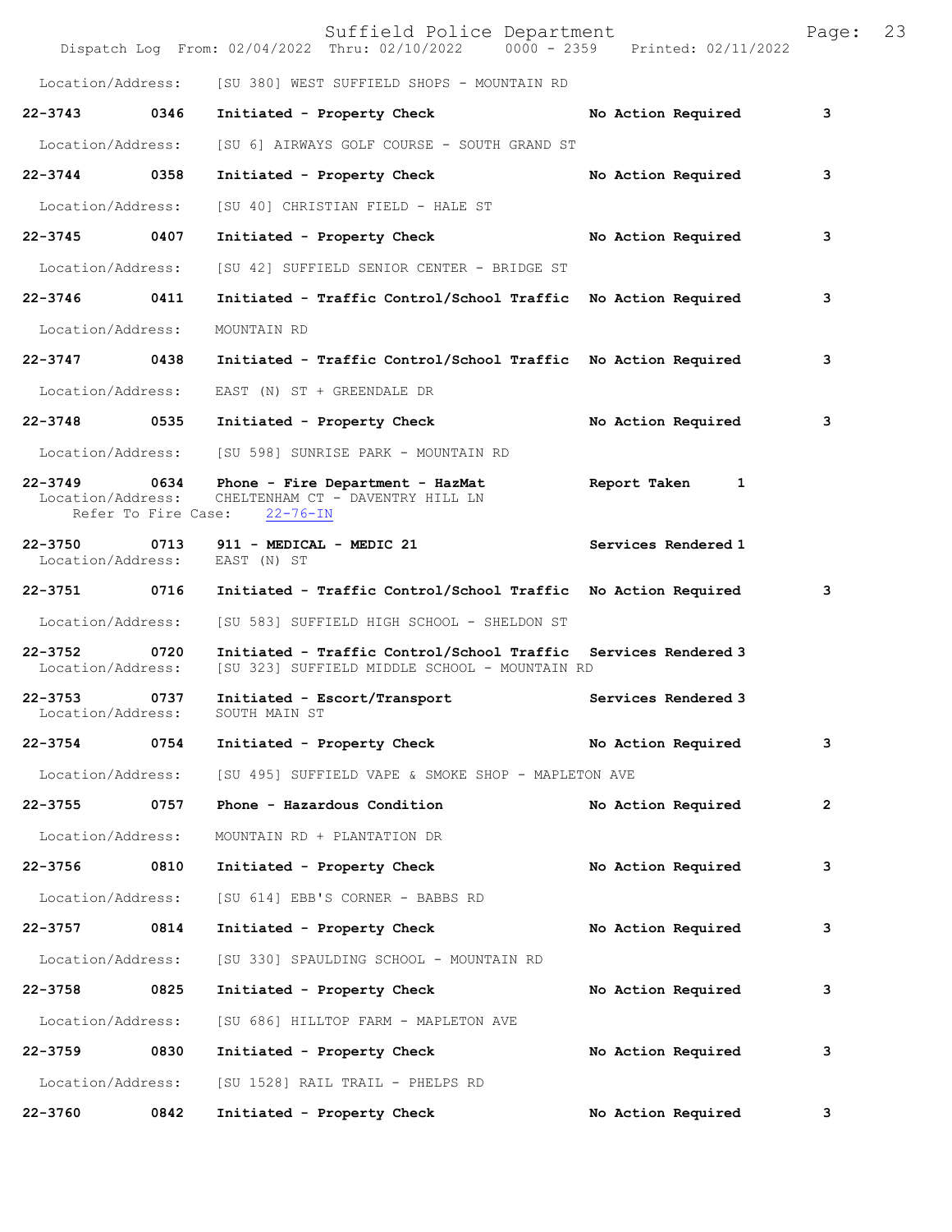Location/Address: [SU 380] WEST SUFFIELD SHOPS - MOUNTAIN RD

**22-3743 0346 Initiated - Property Check No Action Required 3**

Location/Address: [SU 6] AIRWAYS GOLF COURSE - SOUTH GRAND ST

**22-3744 0358 Initiated - Property Check No Action Required 3**

Location/Address: [SU 40] CHRISTIAN FIELD - HALE ST

**22-3745 0407 Initiated - Property Check No Action Required 3**

Location/Address: [SU 42] SUFFIELD SENIOR CENTER - BRIDGE ST

**22-3746 0411 Initiated - Traffic Control/School Traffic No Action Required 3**

Location/Address: MOUNTAIN RD

**22-3747 0438 Initiated - Traffic Control/School Traffic No Action Required 3**

Location/Address: EAST (N) ST + GREENDALE DR

**22-3748 0535 Initiated - Property Check No Action Required 3**

Location/Address: [SU 598] SUNRISE PARK - MOUNTAIN RD

**22-3749 0634 Phone - Fire Department - HazMat Report Taken 1**
Location/Address: CHELTENHAM CT - DAVENTRY HILL LN
Refer To Fire Case: 22-76-IN

**22-3750 0713 911 - MEDICAL - MEDIC 21 Services Rendered 1**
Location/Address: EAST (N) ST

**22-3751 0716 Initiated - Traffic Control/School Traffic No Action Required 3**

Location/Address: [SU 583] SUFFIELD HIGH SCHOOL - SHELDON ST

**22-3752 0720 Initiated - Traffic Control/School Traffic Services Rendered 3**
Location/Address: [SU 323] SUFFIELD MIDDLE SCHOOL - MOUNTAIN RD

**22-3753 0737 Initiated - Escort/Transport Services Rendered 3**
Location/Address: SOUTH MAIN ST

**22-3754 0754 Initiated - Property Check No Action Required 3**

Location/Address: [SU 495] SUFFIELD VAPE & SMOKE SHOP - MAPLETON AVE

**22-3755 0757 Phone - Hazardous Condition No Action Required 2**

Location/Address: MOUNTAIN RD + PLANTATION DR

**22-3756 0810 Initiated - Property Check No Action Required 3**

Location/Address: [SU 614] EBB'S CORNER - BABBS RD

**22-3757 0814 Initiated - Property Check No Action Required 3**

Location/Address: [SU 330] SPAULDING SCHOOL - MOUNTAIN RD

**22-3758 0825 Initiated - Property Check No Action Required 3**

Location/Address: [SU 686] HILLTOP FARM - MAPLETON AVE

**22-3759 0830 Initiated - Property Check No Action Required 3**

Location/Address: [SU 1528] RAIL TRAIL - PHELPS RD

**22-3760 0842 Initiated - Property Check No Action Required 3**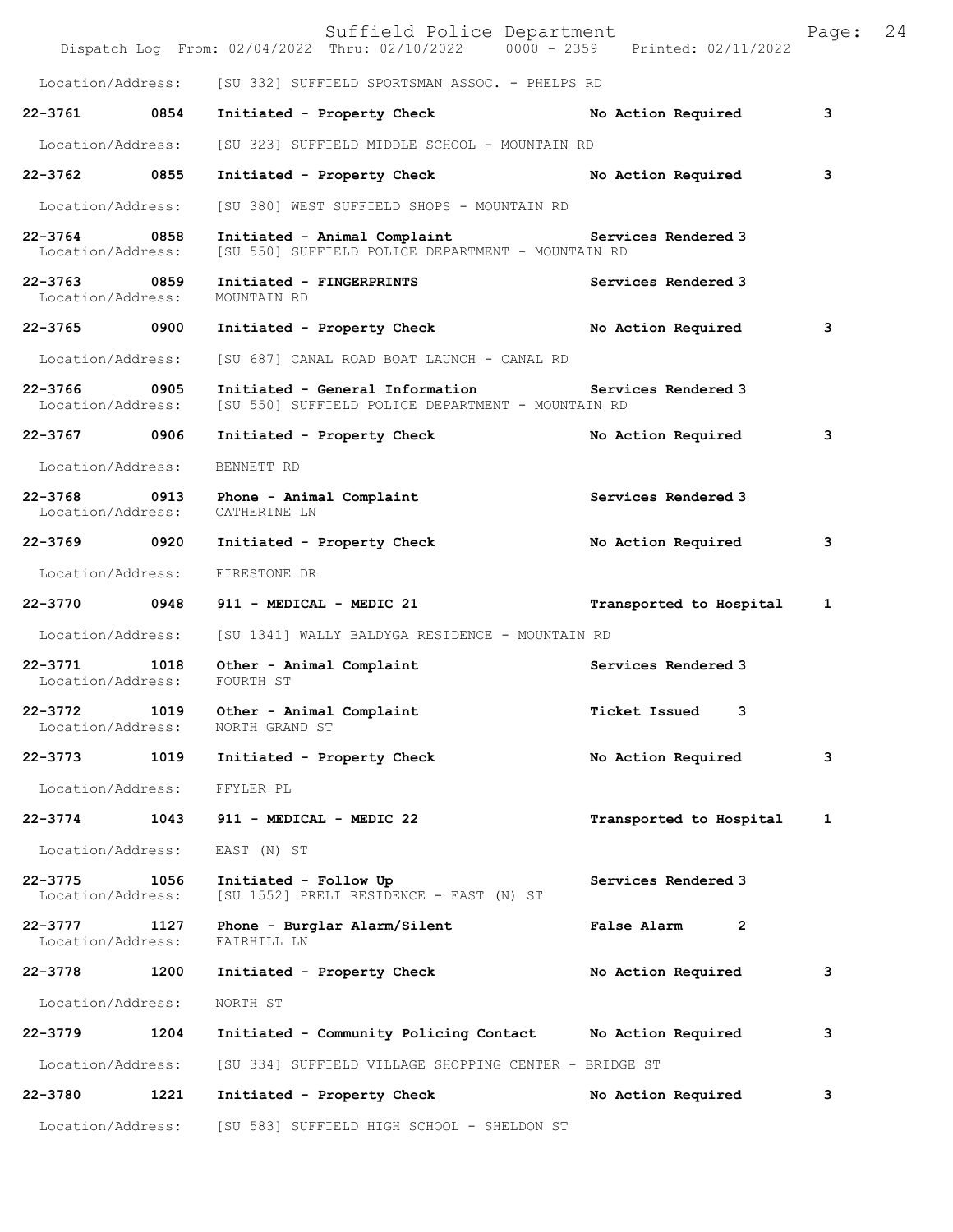Location/Address: [SU 332] SUFFIELD SPORTSMAN ASSOC. - PHELPS RD

**22-3761 0854 Initiated - Property Check No Action Required 3**

Location/Address: [SU 323] SUFFIELD MIDDLE SCHOOL - MOUNTAIN RD

**22-3762 0855 Initiated - Property Check No Action Required 3**

Location/Address: [SU 380] WEST SUFFIELD SHOPS - MOUNTAIN RD

**22-3764 0858 Initiated - Animal Complaint Services Rendered 3**
Location/Address: [SU 550] SUFFIELD POLICE DEPARTMENT - MOUNTAIN RD

**22-3763 0859 Initiated - FINGERPRINTS Services Rendered 3**
Location/Address: MOUNTAIN RD

**22-3765 0900 Initiated - Property Check No Action Required 3**

Location/Address: [SU 687] CANAL ROAD BOAT LAUNCH - CANAL RD

**22-3766 0905 Initiated - General Information Services Rendered 3**
Location/Address: [SU 550] SUFFIELD POLICE DEPARTMENT - MOUNTAIN RD

**22-3767 0906 Initiated - Property Check No Action Required 3**

Location/Address: BENNETT RD

**22-3768 0913 Phone - Animal Complaint Services Rendered 3**
Location/Address: CATHERINE LN

**22-3769 0920 Initiated - Property Check No Action Required 3**

Location/Address: FIRESTONE DR

**22-3770 0948 911 - MEDICAL - MEDIC 21 Transported to Hospital 1**

Location/Address: [SU 1341] WALLY BALDYGA RESIDENCE - MOUNTAIN RD

**22-3771 1018 Other - Animal Complaint Services Rendered 3**
Location/Address: FOURTH ST

**22-3772 1019 Other - Animal Complaint Ticket Issued 3**
Location/Address: NORTH GRAND ST

**22-3773 1019 Initiated - Property Check No Action Required 3**

Location/Address: FFYLER PL

**22-3774 1043 911 - MEDICAL - MEDIC 22 Transported to Hospital 1**

Location/Address: EAST (N) ST

**22-3775 1056 Initiated - Follow Up Services Rendered 3**
Location/Address: [SU 1552] PRELI RESIDENCE - EAST (N) ST

**22-3777 1127 Phone - Burglar Alarm/Silent False Alarm 2**
Location/Address: FAIRHILL LN

**22-3778 1200 Initiated - Property Check No Action Required 3**

Location/Address: NORTH ST

**22-3779 1204 Initiated - Community Policing Contact No Action Required 3**

Location/Address: [SU 334] SUFFIELD VILLAGE SHOPPING CENTER - BRIDGE ST

**22-3780 1221 Initiated - Property Check No Action Required 3**

Location/Address: [SU 583] SUFFIELD HIGH SCHOOL - SHELDON ST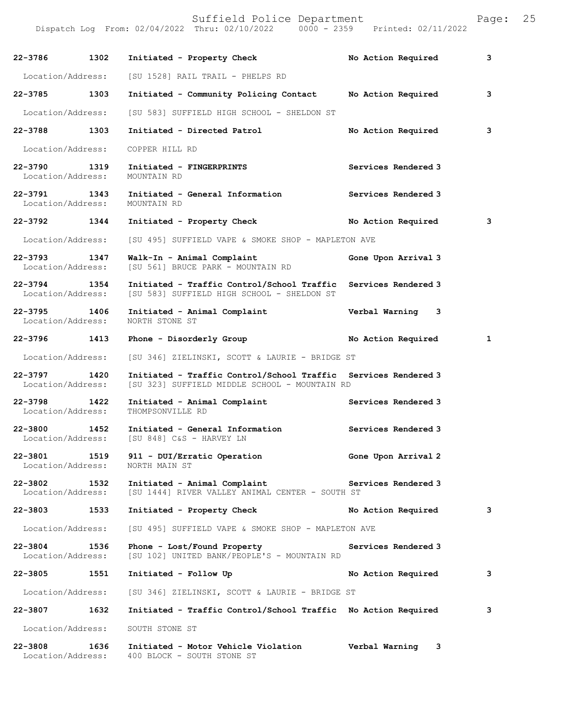| Call # | Time | Call Reason | Action | Priority |
|---|---|---|---|---|
| 22-3786 | 1302 | Initiated - Property Check | No Action Required | 3 |
| Location/Address: | | [SU 1528] RAIL TRAIL - PHELPS RD | | |
| 22-3785 | 1303 | Initiated - Community Policing Contact | No Action Required | 3 |
| Location/Address: | | [SU 583] SUFFIELD HIGH SCHOOL - SHELDON ST | | |
| 22-3788 | 1303 | Initiated - Directed Patrol | No Action Required | 3 |
| Location/Address: | | COPPER HILL RD | | |
| 22-3790 | 1319 | Initiated - FINGERPRINTS | Services Rendered | 3 |
| Location/Address: | | MOUNTAIN RD | | |
| 22-3791 | 1343 | Initiated - General Information | Services Rendered | 3 |
| Location/Address: | | MOUNTAIN RD | | |
| 22-3792 | 1344 | Initiated - Property Check | No Action Required | 3 |
| Location/Address: | | [SU 495] SUFFIELD VAPE & SMOKE SHOP - MAPLETON AVE | | |
| 22-3793 | 1347 | Walk-In - Animal Complaint | Gone Upon Arrival | 3 |
| Location/Address: | | [SU 561] BRUCE PARK - MOUNTAIN RD | | |
| 22-3794 | 1354 | Initiated - Traffic Control/School Traffic | Services Rendered | 3 |
| Location/Address: | | [SU 583] SUFFIELD HIGH SCHOOL - SHELDON ST | | |
| 22-3795 | 1406 | Initiated - Animal Complaint | Verbal Warning | 3 |
| Location/Address: | | NORTH STONE ST | | |
| 22-3796 | 1413 | Phone - Disorderly Group | No Action Required | 1 |
| Location/Address: | | [SU 346] ZIELINSKI, SCOTT & LAURIE - BRIDGE ST | | |
| 22-3797 | 1420 | Initiated - Traffic Control/School Traffic | Services Rendered | 3 |
| Location/Address: | | [SU 323] SUFFIELD MIDDLE SCHOOL - MOUNTAIN RD | | |
| 22-3798 | 1422 | Initiated - Animal Complaint | Services Rendered | 3 |
| Location/Address: | | THOMPSONVILLE RD | | |
| 22-3800 | 1452 | Initiated - General Information | Services Rendered | 3 |
| Location/Address: | | [SU 848] C&S - HARVEY LN | | |
| 22-3801 | 1519 | 911 - DUI/Erratic Operation | Gone Upon Arrival | 2 |
| Location/Address: | | NORTH MAIN ST | | |
| 22-3802 | 1532 | Initiated - Animal Complaint | Services Rendered | 3 |
| Location/Address: | | [SU 1444] RIVER VALLEY ANIMAL CENTER - SOUTH ST | | |
| 22-3803 | 1533 | Initiated - Property Check | No Action Required | 3 |
| Location/Address: | | [SU 495] SUFFIELD VAPE & SMOKE SHOP - MAPLETON AVE | | |
| 22-3804 | 1536 | Phone - Lost/Found Property | Services Rendered | 3 |
| Location/Address: | | [SU 102] UNITED BANK/PEOPLE'S - MOUNTAIN RD | | |
| 22-3805 | 1551 | Initiated - Follow Up | No Action Required | 3 |
| Location/Address: | | [SU 346] ZIELINSKI, SCOTT & LAURIE - BRIDGE ST | | |
| 22-3807 | 1632 | Initiated - Traffic Control/School Traffic | No Action Required | 3 |
| Location/Address: | | SOUTH STONE ST | | |
| 22-3808 | 1636 | Initiated - Motor Vehicle Violation | Verbal Warning | 3 |
| Location/Address: | | 400 BLOCK - SOUTH STONE ST | | |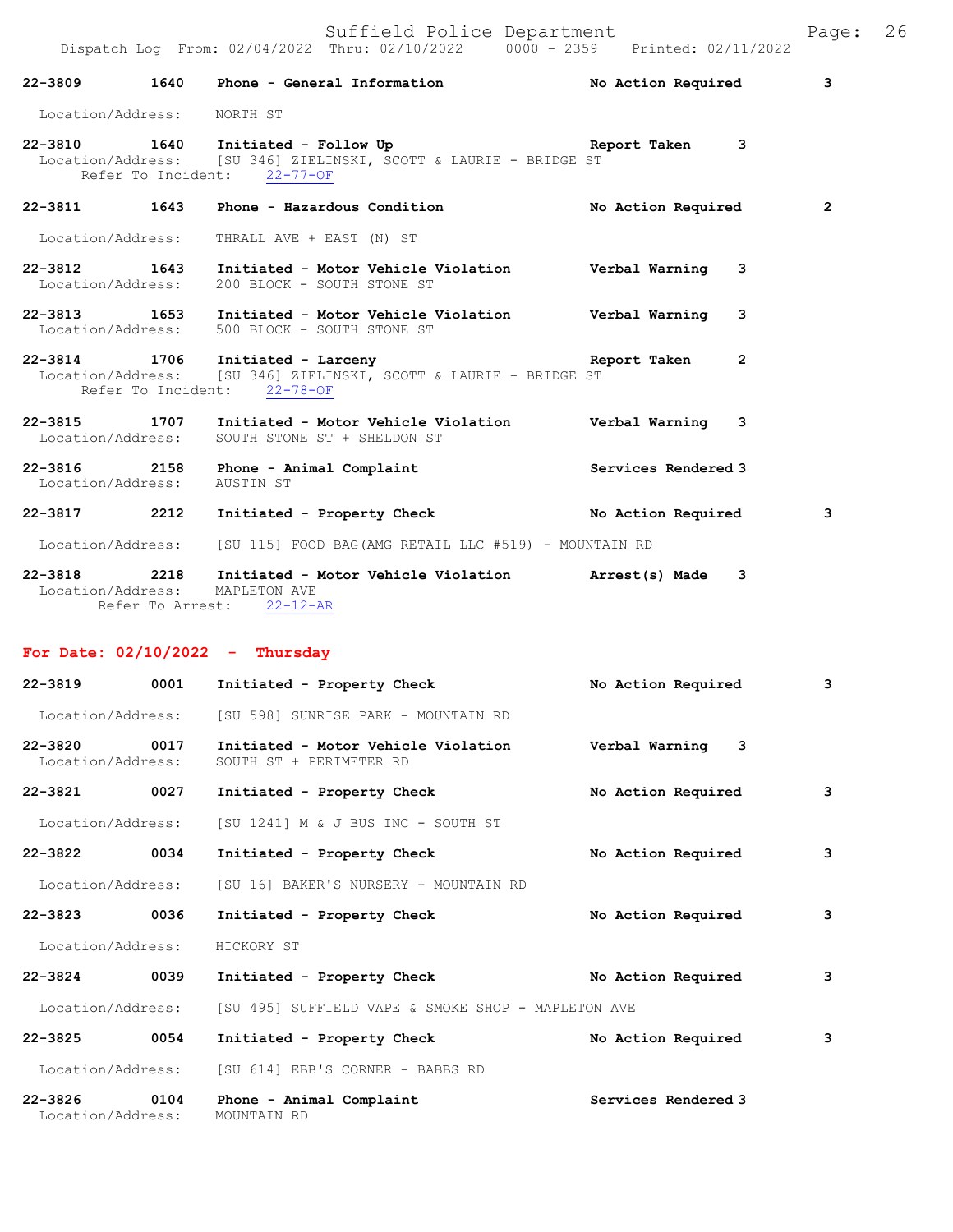**22-3809 1640 Phone - General Information — No Action Required — 3**
Location/Address: NORTH ST

**22-3810 1640 Initiated - Follow Up — Report Taken — 3**
Location/Address: [SU 346] ZIELINSKI, SCOTT & LAURIE - BRIDGE ST
Refer To Incident: 22-77-OF

**22-3811 1643 Phone - Hazardous Condition — No Action Required — 2**
Location/Address: THRALL AVE + EAST (N) ST

**22-3812 1643 Initiated - Motor Vehicle Violation — Verbal Warning — 3**
Location/Address: 200 BLOCK - SOUTH STONE ST

**22-3813 1653 Initiated - Motor Vehicle Violation — Verbal Warning — 3**
Location/Address: 500 BLOCK - SOUTH STONE ST

**22-3814 1706 Initiated - Larceny — Report Taken — 2**
Location/Address: [SU 346] ZIELINSKI, SCOTT & LAURIE - BRIDGE ST
Refer To Incident: 22-78-OF

**22-3815 1707 Initiated - Motor Vehicle Violation — Verbal Warning — 3**
Location/Address: SOUTH STONE ST + SHELDON ST

**22-3816 2158 Phone - Animal Complaint — Services Rendered — 3**
Location/Address: AUSTIN ST

**22-3817 2212 Initiated - Property Check — No Action Required — 3**
Location/Address: [SU 115] FOOD BAG(AMG RETAIL LLC #519) - MOUNTAIN RD

**22-3818 2218 Initiated - Motor Vehicle Violation — Arrest(s) Made — 3**
Location/Address: MAPLETON AVE
Refer To Arrest: 22-12-AR

## For Date: 02/10/2022 - Thursday

**22-3819 0001 Initiated - Property Check — No Action Required — 3**
Location/Address: [SU 598] SUNRISE PARK - MOUNTAIN RD

**22-3820 0017 Initiated - Motor Vehicle Violation — Verbal Warning — 3**
Location/Address: SOUTH ST + PERIMETER RD

**22-3821 0027 Initiated - Property Check — No Action Required — 3**
Location/Address: [SU 1241] M & J BUS INC - SOUTH ST

**22-3822 0034 Initiated - Property Check — No Action Required — 3**
Location/Address: [SU 16] BAKER'S NURSERY - MOUNTAIN RD

**22-3823 0036 Initiated - Property Check — No Action Required — 3**
Location/Address: HICKORY ST

**22-3824 0039 Initiated - Property Check — No Action Required — 3**
Location/Address: [SU 495] SUFFIELD VAPE & SMOKE SHOP - MAPLETON AVE

**22-3825 0054 Initiated - Property Check — No Action Required — 3**
Location/Address: [SU 614] EBB'S CORNER - BABBS RD

**22-3826 0104 Phone - Animal Complaint — Services Rendered — 3**
Location/Address: MOUNTAIN RD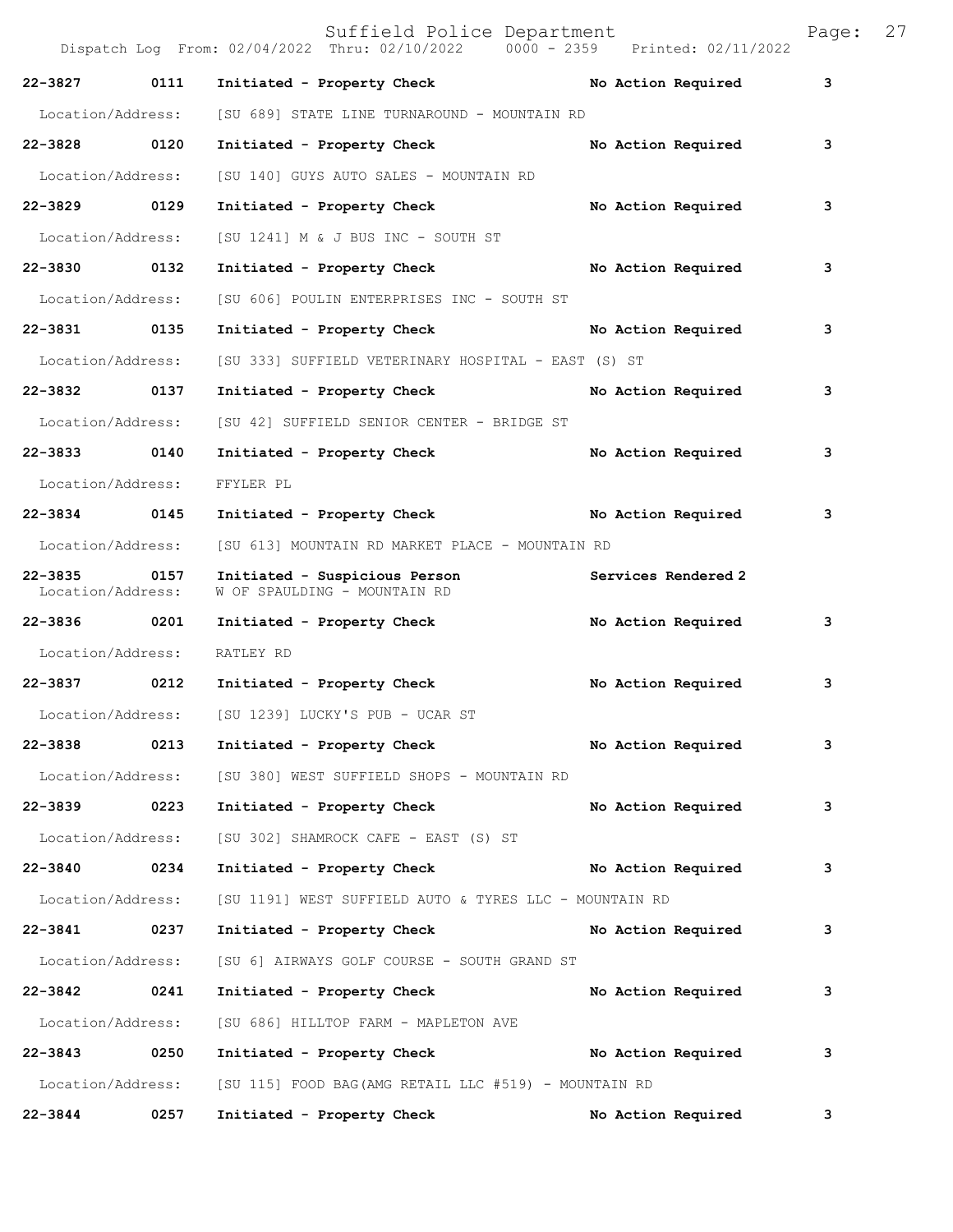22-3827 0111 **Initiated - Property Check** **No Action Required** **3**

Location/Address: [SU 689] STATE LINE TURNAROUND - MOUNTAIN RD

22-3828 0120 **Initiated - Property Check** **No Action Required** **3**

Location/Address: [SU 140] GUYS AUTO SALES - MOUNTAIN RD

22-3829 0129 **Initiated - Property Check** **No Action Required** **3**

Location/Address: [SU 1241] M & J BUS INC - SOUTH ST

22-3830 0132 **Initiated - Property Check** **No Action Required** **3**

Location/Address: [SU 606] POULIN ENTERPRISES INC - SOUTH ST

22-3831 0135 **Initiated - Property Check** **No Action Required** **3**

Location/Address: [SU 333] SUFFIELD VETERINARY HOSPITAL - EAST (S) ST

22-3832 0137 **Initiated - Property Check** **No Action Required** **3**

Location/Address: [SU 42] SUFFIELD SENIOR CENTER - BRIDGE ST

22-3833 0140 **Initiated - Property Check** **No Action Required** **3**

Location/Address: FFYLER PL

22-3834 0145 **Initiated - Property Check** **No Action Required** **3**

Location/Address: [SU 613] MOUNTAIN RD MARKET PLACE - MOUNTAIN RD

22-3835 0157 **Initiated - Suspicious Person** **Services Rendered 2**
Location/Address: W OF SPAULDING - MOUNTAIN RD

22-3836 0201 **Initiated - Property Check** **No Action Required** **3**

Location/Address: RATLEY RD

22-3837 0212 **Initiated - Property Check** **No Action Required** **3**

Location/Address: [SU 1239] LUCKY'S PUB - UCAR ST

22-3838 0213 **Initiated - Property Check** **No Action Required** **3**

Location/Address: [SU 380] WEST SUFFIELD SHOPS - MOUNTAIN RD

22-3839 0223 **Initiated - Property Check** **No Action Required** **3**

Location/Address: [SU 302] SHAMROCK CAFE - EAST (S) ST

22-3840 0234 **Initiated - Property Check** **No Action Required** **3**

Location/Address: [SU 1191] WEST SUFFIELD AUTO & TYRES LLC - MOUNTAIN RD

22-3841 0237 **Initiated - Property Check** **No Action Required** **3**

Location/Address: [SU 6] AIRWAYS GOLF COURSE - SOUTH GRAND ST

22-3842 0241 **Initiated - Property Check** **No Action Required** **3**

Location/Address: [SU 686] HILLTOP FARM - MAPLETON AVE

22-3843 0250 **Initiated - Property Check** **No Action Required** **3**

Location/Address: [SU 115] FOOD BAG(AMG RETAIL LLC #519) - MOUNTAIN RD

22-3844 0257 **Initiated - Property Check** **No Action Required** **3**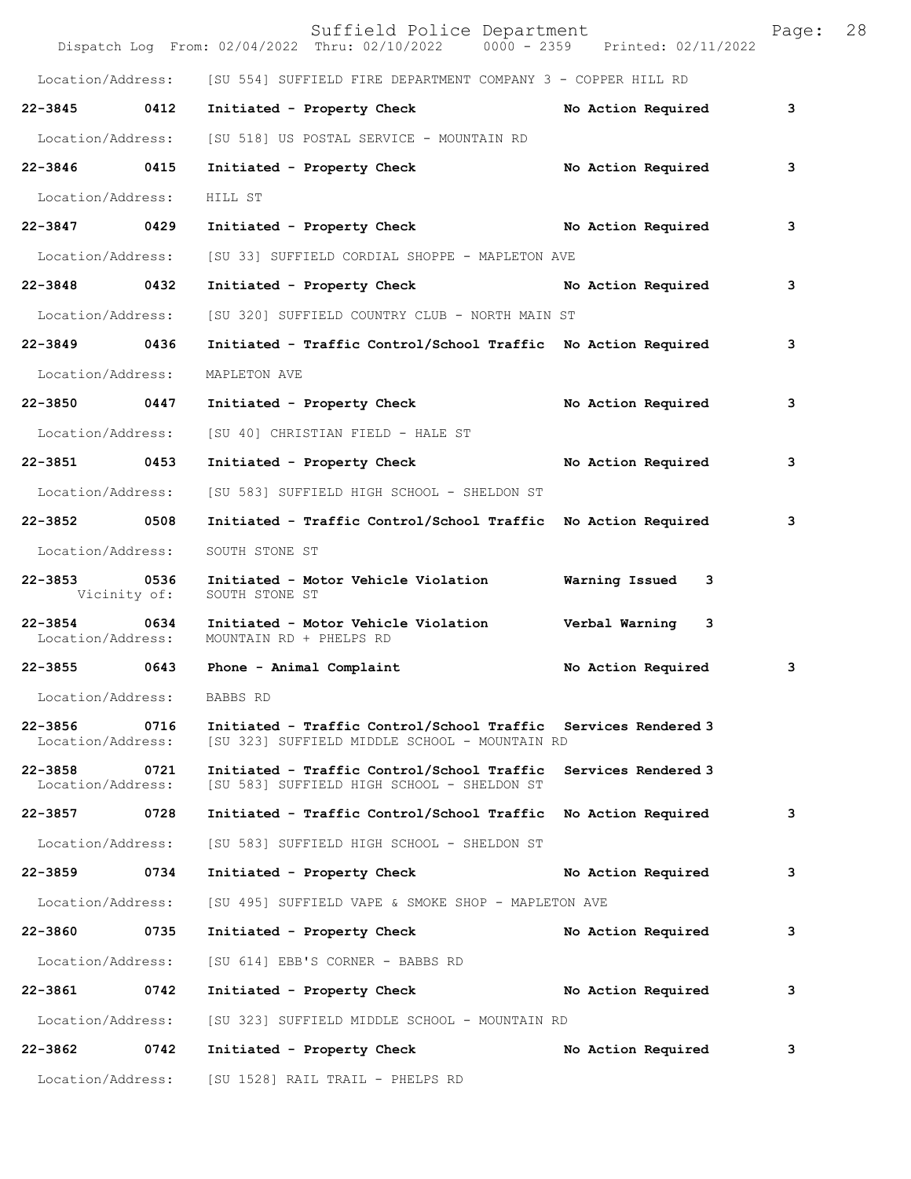Location/Address: [SU 554] SUFFIELD FIRE DEPARTMENT COMPANY 3 - COPPER HILL RD

22-3845 0412 Initiated - Property Check No Action Required 3

Location/Address: [SU 518] US POSTAL SERVICE - MOUNTAIN RD

22-3846 0415 Initiated - Property Check No Action Required 3

Location/Address: HILL ST

22-3847 0429 Initiated - Property Check No Action Required 3

Location/Address: [SU 33] SUFFIELD CORDIAL SHOPPE - MAPLETON AVE

22-3848 0432 Initiated - Property Check No Action Required 3

Location/Address: [SU 320] SUFFIELD COUNTRY CLUB - NORTH MAIN ST

22-3849 0436 Initiated - Traffic Control/School Traffic No Action Required 3

Location/Address: MAPLETON AVE

22-3850 0447 Initiated - Property Check No Action Required 3

Location/Address: [SU 40] CHRISTIAN FIELD - HALE ST

22-3851 0453 Initiated - Property Check No Action Required 3

Location/Address: [SU 583] SUFFIELD HIGH SCHOOL - SHELDON ST

22-3852 0508 Initiated - Traffic Control/School Traffic No Action Required 3

Location/Address: SOUTH STONE ST

22-3853 0536 Initiated - Motor Vehicle Violation Warning Issued 3
Vicinity of: SOUTH STONE ST

22-3854 0634 Initiated - Motor Vehicle Violation Verbal Warning 3
Location/Address: MOUNTAIN RD + PHELPS RD

22-3855 0643 Phone - Animal Complaint No Action Required 3

Location/Address: BABBS RD

22-3856 0716 Initiated - Traffic Control/School Traffic Services Rendered 3
Location/Address: [SU 323] SUFFIELD MIDDLE SCHOOL - MOUNTAIN RD

22-3858 0721 Initiated - Traffic Control/School Traffic Services Rendered 3
Location/Address: [SU 583] SUFFIELD HIGH SCHOOL - SHELDON ST

22-3857 0728 Initiated - Traffic Control/School Traffic No Action Required 3

Location/Address: [SU 583] SUFFIELD HIGH SCHOOL - SHELDON ST

22-3859 0734 Initiated - Property Check No Action Required 3

Location/Address: [SU 495] SUFFIELD VAPE & SMOKE SHOP - MAPLETON AVE

22-3860 0735 Initiated - Property Check No Action Required 3

Location/Address: [SU 614] EBB'S CORNER - BABBS RD

22-3861 0742 Initiated - Property Check No Action Required 3

Location/Address: [SU 323] SUFFIELD MIDDLE SCHOOL - MOUNTAIN RD

22-3862 0742 Initiated - Property Check No Action Required 3

Location/Address: [SU 1528] RAIL TRAIL - PHELPS RD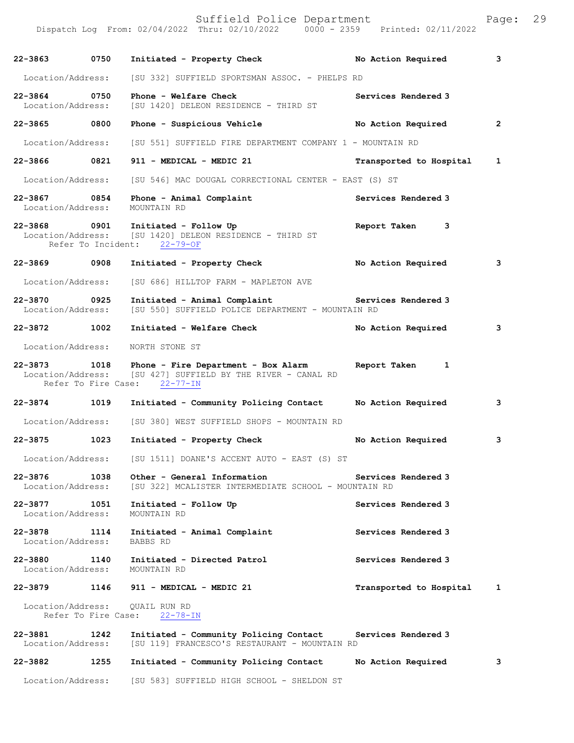| Call Number | Time | Call Reason | Action | Priority |
|---|---|---|---|---|
| 22-3863 | 0750 | Initiated - Property Check | No Action Required | 3 |
| Location/Address: | | [SU 332] SUFFIELD SPORTSMAN ASSOC. - PHELPS RD | | |
| 22-3864 | 0750 | Phone - Welfare Check | Services Rendered | 3 |
| Location/Address: | | [SU 1420] DELEON RESIDENCE - THIRD ST | | |
| 22-3865 | 0800 | Phone - Suspicious Vehicle | No Action Required | 2 |
| Location/Address: | | [SU 551] SUFFIELD FIRE DEPARTMENT COMPANY 1 - MOUNTAIN RD | | |
| 22-3866 | 0821 | 911 - MEDICAL - MEDIC 21 | Transported to Hospital | 1 |
| Location/Address: | | [SU 546] MAC DOUGAL CORRECTIONAL CENTER - EAST (S) ST | | |
| 22-3867 | 0854 | Phone - Animal Complaint | Services Rendered | 3 |
| Location/Address: | | MOUNTAIN RD | | |
| 22-3868 | 0901 | Initiated - Follow Up | Report Taken | 3 |
| Location/Address: | | [SU 1420] DELEON RESIDENCE - THIRD ST | | |
| Refer To Incident: | | 22-79-OF | | |
| 22-3869 | 0908 | Initiated - Property Check | No Action Required | 3 |
| Location/Address: | | [SU 686] HILLTOP FARM - MAPLETON AVE | | |
| 22-3870 | 0925 | Initiated - Animal Complaint | Services Rendered | 3 |
| Location/Address: | | [SU 550] SUFFIELD POLICE DEPARTMENT - MOUNTAIN RD | | |
| 22-3872 | 1002 | Initiated - Welfare Check | No Action Required | 3 |
| Location/Address: | | NORTH STONE ST | | |
| 22-3873 | 1018 | Phone - Fire Department - Box Alarm | Report Taken | 1 |
| Location/Address: | | [SU 427] SUFFIELD BY THE RIVER - CANAL RD | | |
| Refer To Fire Case: | | 22-77-IN | | |
| 22-3874 | 1019 | Initiated - Community Policing Contact | No Action Required | 3 |
| Location/Address: | | [SU 380] WEST SUFFIELD SHOPS - MOUNTAIN RD | | |
| 22-3875 | 1023 | Initiated - Property Check | No Action Required | 3 |
| Location/Address: | | [SU 1511] DOANE'S ACCENT AUTO - EAST (S) ST | | |
| 22-3876 | 1038 | Other - General Information | Services Rendered | 3 |
| Location/Address: | | [SU 322] MCALISTER INTERMEDIATE SCHOOL - MOUNTAIN RD | | |
| 22-3877 | 1051 | Initiated - Follow Up | Services Rendered | 3 |
| Location/Address: | | MOUNTAIN RD | | |
| 22-3878 | 1114 | Initiated - Animal Complaint | Services Rendered | 3 |
| Location/Address: | | BABBS RD | | |
| 22-3880 | 1140 | Initiated - Directed Patrol | Services Rendered | 3 |
| Location/Address: | | MOUNTAIN RD | | |
| 22-3879 | 1146 | 911 - MEDICAL - MEDIC 21 | Transported to Hospital | 1 |
| Location/Address: | | QUAIL RUN RD | | |
| Refer To Fire Case: | | 22-78-IN | | |
| 22-3881 | 1242 | Initiated - Community Policing Contact | Services Rendered | 3 |
| Location/Address: | | [SU 119] FRANCESCO'S RESTAURANT - MOUNTAIN RD | | |
| 22-3882 | 1255 | Initiated - Community Policing Contact | No Action Required | 3 |
| Location/Address: | | [SU 583] SUFFIELD HIGH SCHOOL - SHELDON ST | | |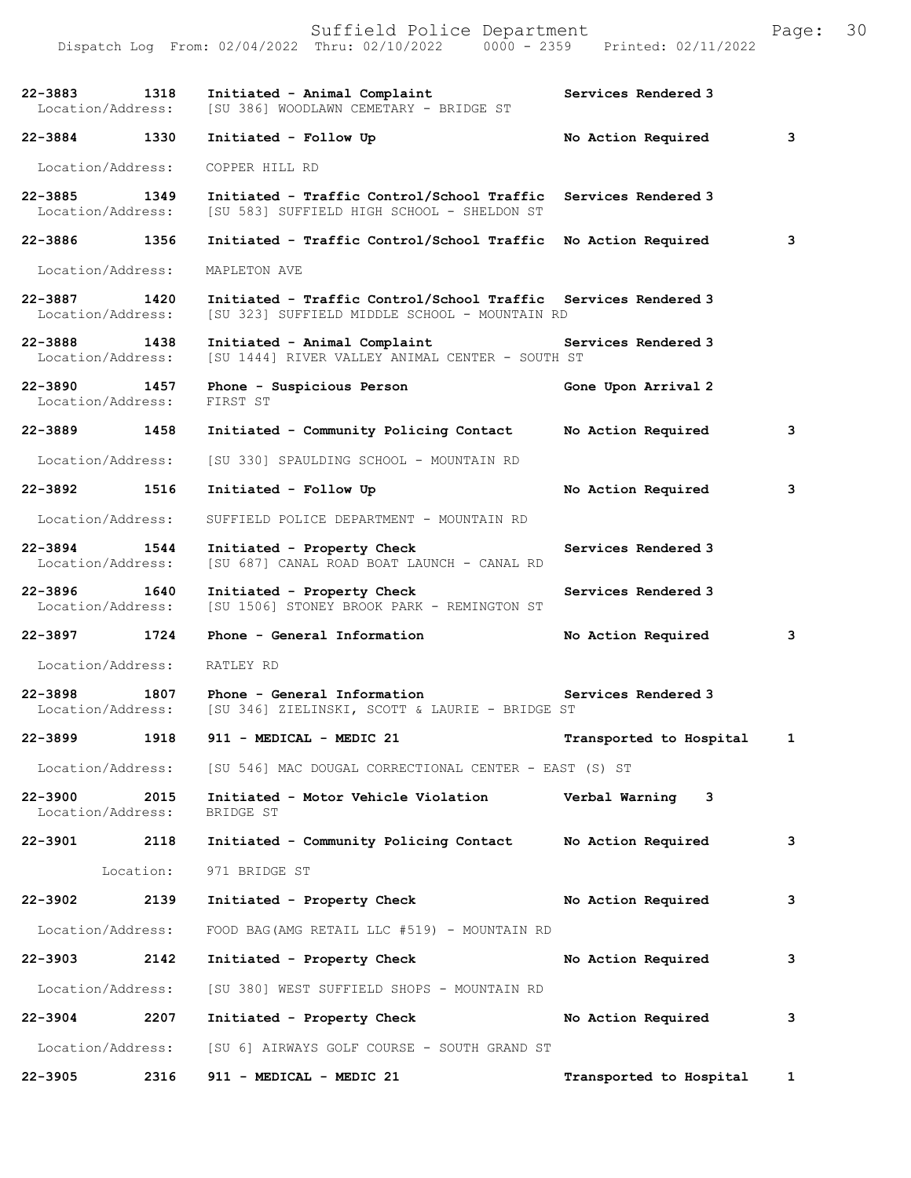Dispatch Log From: 02/04/2022 Thru: 02/10/2022 0000 - 2359 Printed: 02/11/2022

**22-3883 1318 Initiated - Animal Complaint** Services Rendered 3
Location/Address: [SU 386] WOODLAWN CEMETARY - BRIDGE ST

**22-3884 1330 Initiated - Follow Up** No Action Required 3
Location/Address: COPPER HILL RD

**22-3885 1349 Initiated - Traffic Control/School Traffic** Services Rendered 3
Location/Address: [SU 583] SUFFIELD HIGH SCHOOL - SHELDON ST

**22-3886 1356 Initiated - Traffic Control/School Traffic** No Action Required 3
Location/Address: MAPLETON AVE

**22-3887 1420 Initiated - Traffic Control/School Traffic** Services Rendered 3
Location/Address: [SU 323] SUFFIELD MIDDLE SCHOOL - MOUNTAIN RD

**22-3888 1438 Initiated - Animal Complaint** Services Rendered 3
Location/Address: [SU 1444] RIVER VALLEY ANIMAL CENTER - SOUTH ST

**22-3890 1457 Phone - Suspicious Person** Gone Upon Arrival 2
Location/Address: FIRST ST

**22-3889 1458 Initiated - Community Policing Contact** No Action Required 3
Location/Address: [SU 330] SPAULDING SCHOOL - MOUNTAIN RD

**22-3892 1516 Initiated - Follow Up** No Action Required 3
Location/Address: SUFFIELD POLICE DEPARTMENT - MOUNTAIN RD

**22-3894 1544 Initiated - Property Check** Services Rendered 3
Location/Address: [SU 687] CANAL ROAD BOAT LAUNCH - CANAL RD

**22-3896 1640 Initiated - Property Check** Services Rendered 3
Location/Address: [SU 1506] STONEY BROOK PARK - REMINGTON ST

**22-3897 1724 Phone - General Information** No Action Required 3
Location/Address: RATLEY RD

**22-3898 1807 Phone - General Information** Services Rendered 3
Location/Address: [SU 346] ZIELINSKI, SCOTT & LAURIE - BRIDGE ST

**22-3899 1918 911 - MEDICAL - MEDIC 21** Transported to Hospital 1
Location/Address: [SU 546] MAC DOUGAL CORRECTIONAL CENTER - EAST (S) ST

**22-3900 2015 Initiated - Motor Vehicle Violation** Verbal Warning 3
Location/Address: BRIDGE ST

**22-3901 2118 Initiated - Community Policing Contact** No Action Required 3
Location: 971 BRIDGE ST

**22-3902 2139 Initiated - Property Check** No Action Required 3
Location/Address: FOOD BAG(AMG RETAIL LLC #519) - MOUNTAIN RD

**22-3903 2142 Initiated - Property Check** No Action Required 3
Location/Address: [SU 380] WEST SUFFIELD SHOPS - MOUNTAIN RD

**22-3904 2207 Initiated - Property Check** No Action Required 3
Location/Address: [SU 6] AIRWAYS GOLF COURSE - SOUTH GRAND ST

**22-3905 2316 911 - MEDICAL - MEDIC 21** Transported to Hospital 1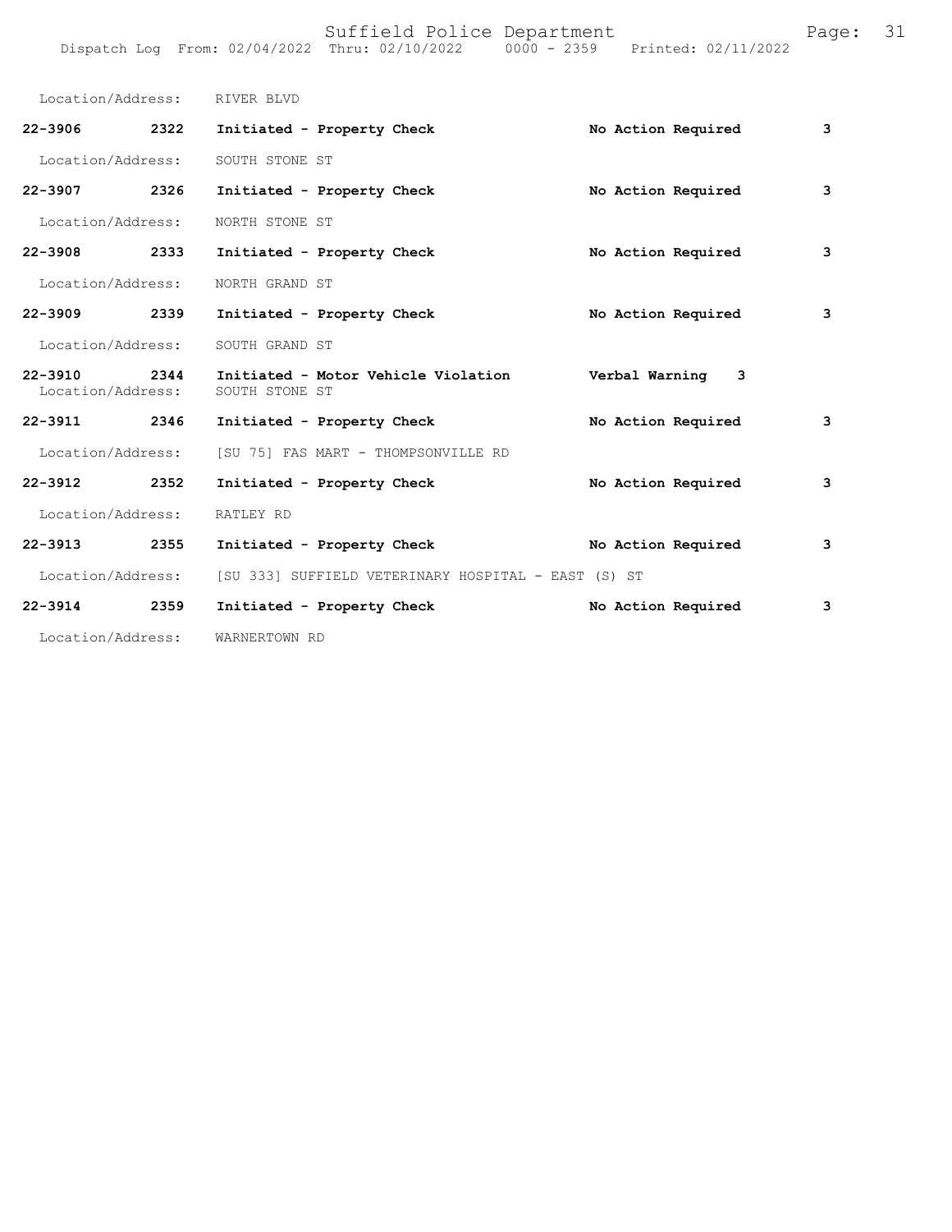Location/Address: RIVER BLVD

**22-3906 2322 Initiated - Property Check No Action Required 3**

Location/Address: SOUTH STONE ST

**22-3907 2326 Initiated - Property Check No Action Required 3**

Location/Address: NORTH STONE ST

**22-3908 2333 Initiated - Property Check No Action Required 3**

Location/Address: NORTH GRAND ST

**22-3909 2339 Initiated - Property Check No Action Required 3**

Location/Address: SOUTH GRAND ST

**22-3910 2344 Initiated - Motor Vehicle Violation Verbal Warning 3**

Location/Address: SOUTH STONE ST

**22-3911 2346 Initiated - Property Check No Action Required 3**

Location/Address: [SU 75] FAS MART - THOMPSONVILLE RD

**22-3912 2352 Initiated - Property Check No Action Required 3**

Location/Address: RATLEY RD

**22-3913 2355 Initiated - Property Check No Action Required 3**

Location/Address: [SU 333] SUFFIELD VETERINARY HOSPITAL - EAST (S) ST

**22-3914 2359 Initiated - Property Check No Action Required 3**

Location/Address: WARNERTOWN RD